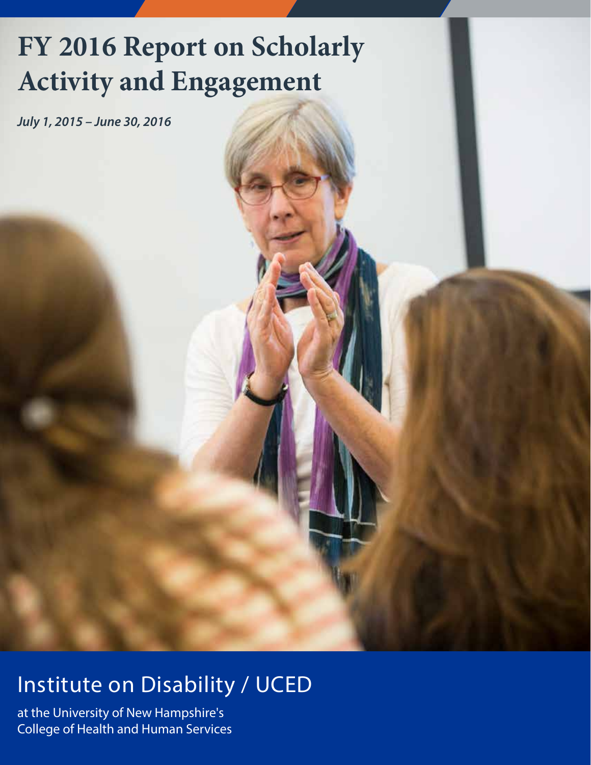# FY 2016 Report on Scholarly Activity and Engagement

***July 1, 2015 – June 30, 2016***

## Institute on Disability / UCED

at the University of New Hampshire's College of Health and Human Services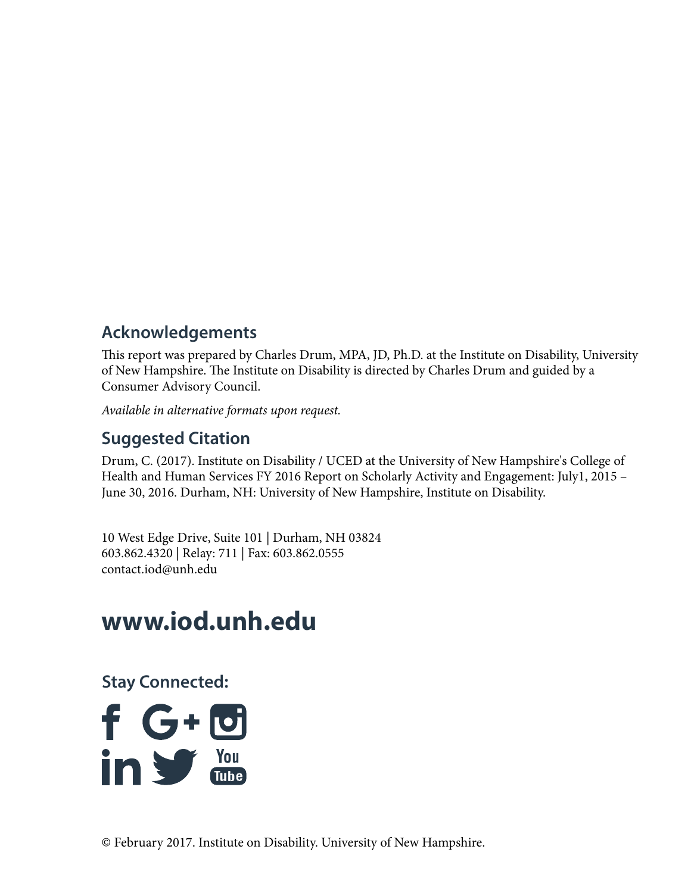## Acknowledgements

This report was prepared by Charles Drum, MPA, JD, Ph.D. at the Institute on Disability, University of New Hampshire. The Institute on Disability is directed by Charles Drum and guided by a Consumer Advisory Council.

*Available in alternative formats upon request.*

## Suggested Citation

Drum, C. (2017). Institute on Disability / UCED at the University of New Hampshire's College of Health and Human Services FY 2016 Report on Scholarly Activity and Engagement: July1, 2015 – June 30, 2016. Durham, NH: University of New Hampshire, Institute on Disability.

10 West Edge Drive, Suite 101 | Durham, NH 03824
603.862.4320 | Relay: 711 | Fax: 603.862.0555
contact.iod@unh.edu

# www.iod.unh.edu

**Stay Connected:**

© February 2017. Institute on Disability. University of New Hampshire.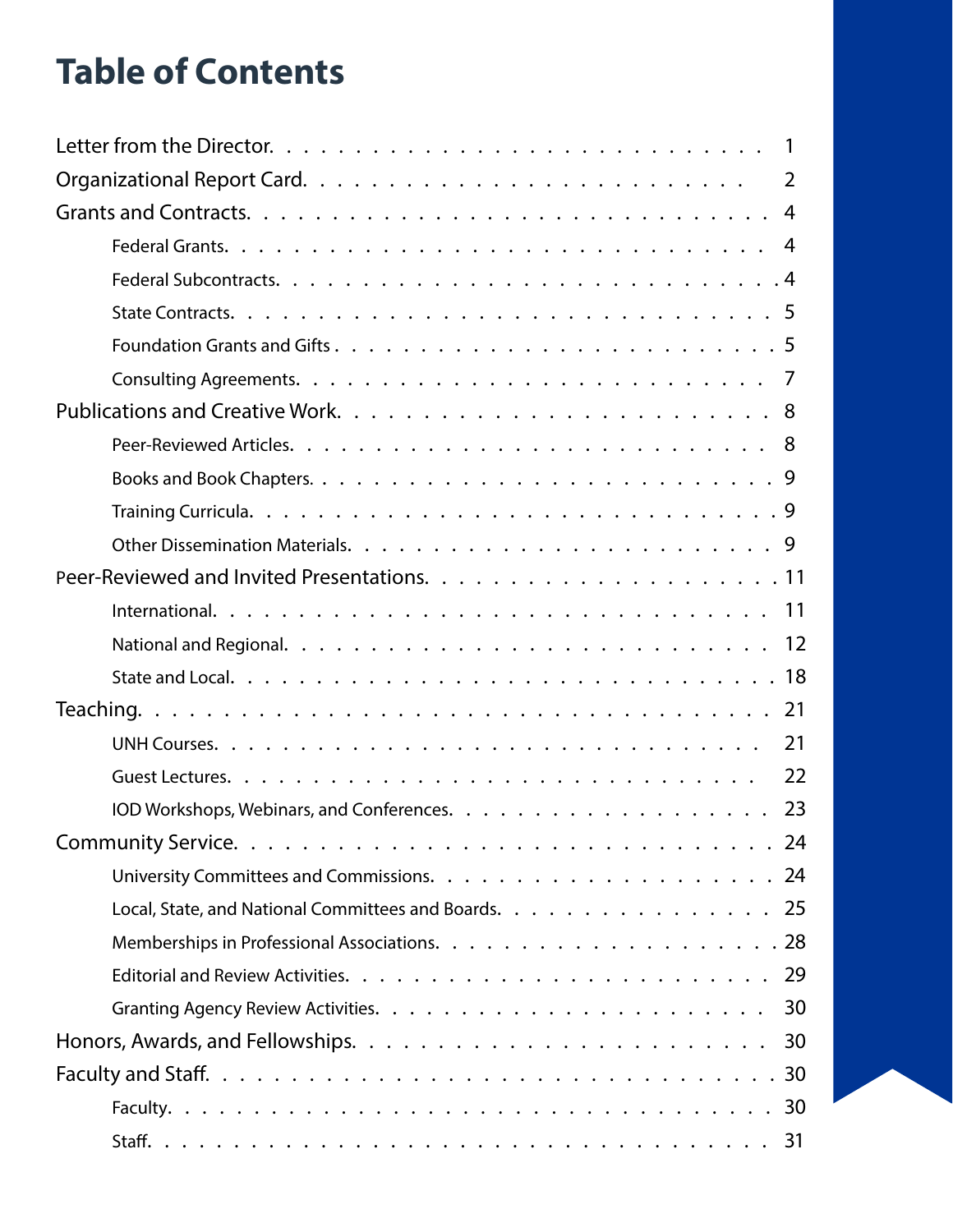# Table of Contents

- Letter from the Director. . . . . . . . . . . . . . . . . . . . . . . . . . . . . . 1
- Organizational Report Card. . . . . . . . . . . . . . . . . . . . . . . . . . . 2
- Grants and Contracts. . . . . . . . . . . . . . . . . . . . . . . . . . . . . . 4
  - Federal Grants. . . . . . . . . . . . . . . . . . . . . . . . . . . . . . 4
  - Federal Subcontracts. . . . . . . . . . . . . . . . . . . . . . . . . . . 4
  - State Contracts. . . . . . . . . . . . . . . . . . . . . . . . . . . . . . 5
  - Foundation Grants and Gifts . . . . . . . . . . . . . . . . . . . . . . . 5
  - Consulting Agreements. . . . . . . . . . . . . . . . . . . . . . . . . . 7
- Publications and Creative Work. . . . . . . . . . . . . . . . . . . . . . . . 8
  - Peer-Reviewed Articles. . . . . . . . . . . . . . . . . . . . . . . . . . 8
  - Books and Book Chapters. . . . . . . . . . . . . . . . . . . . . . . . . 9
  - Training Curricula. . . . . . . . . . . . . . . . . . . . . . . . . . . . 9
  - Other Dissemination Materials. . . . . . . . . . . . . . . . . . . . . . 9
- Peer-Reviewed and Invited Presentations. . . . . . . . . . . . . . . . . . . 11
  - International. . . . . . . . . . . . . . . . . . . . . . . . . . . . . . 11
  - National and Regional. . . . . . . . . . . . . . . . . . . . . . . . . . 12
  - State and Local. . . . . . . . . . . . . . . . . . . . . . . . . . . . . 18
- Teaching. . . . . . . . . . . . . . . . . . . . . . . . . . . . . . . . . . . 21
  - UNH Courses. . . . . . . . . . . . . . . . . . . . . . . . . . . . . . 21
  - Guest Lectures. . . . . . . . . . . . . . . . . . . . . . . . . . . . . 22
  - IOD Workshops, Webinars, and Conferences. . . . . . . . . . . . . . . . 23
- Community Service. . . . . . . . . . . . . . . . . . . . . . . . . . . . . . 24
  - University Committees and Commissions. . . . . . . . . . . . . . . . . . 24
  - Local, State, and National Committees and Boards. . . . . . . . . . . . . 25
  - Memberships in Professional Associations. . . . . . . . . . . . . . . . . 28
  - Editorial and Review Activities. . . . . . . . . . . . . . . . . . . . . 29
  - Granting Agency Review Activities. . . . . . . . . . . . . . . . . . . . 30
- Honors, Awards, and Fellowships. . . . . . . . . . . . . . . . . . . . . . . 30
- Faculty and Staff. . . . . . . . . . . . . . . . . . . . . . . . . . . . . . 30
  - Faculty. . . . . . . . . . . . . . . . . . . . . . . . . . . . . . . . . 30
  - Staff. . . . . . . . . . . . . . . . . . . . . . . . . . . . . . . . . . 31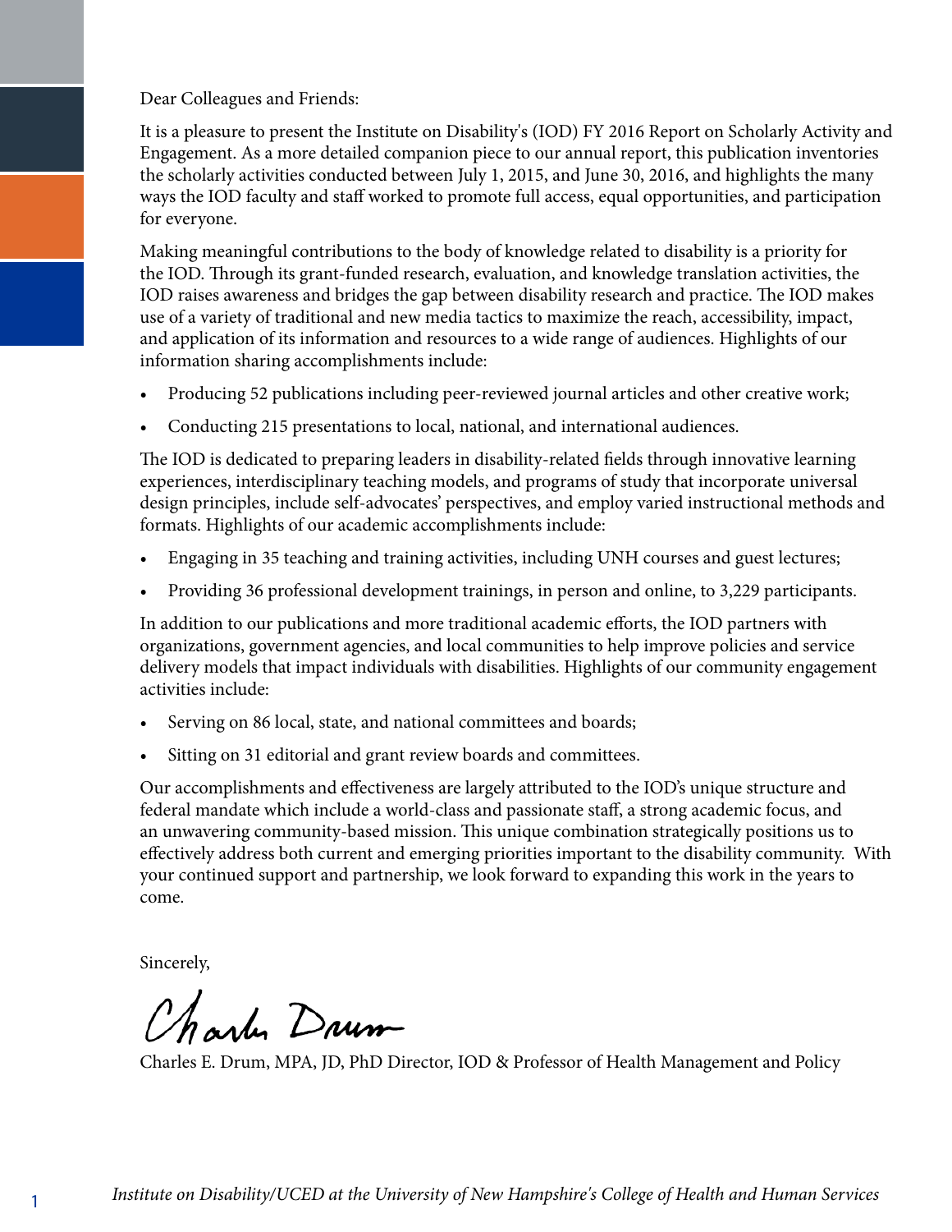Dear Colleagues and Friends:

It is a pleasure to present the Institute on Disability's (IOD) FY 2016 Report on Scholarly Activity and Engagement. As a more detailed companion piece to our annual report, this publication inventories the scholarly activities conducted between July 1, 2015, and June 30, 2016, and highlights the many ways the IOD faculty and staff worked to promote full access, equal opportunities, and participation for everyone.

Making meaningful contributions to the body of knowledge related to disability is a priority for the IOD. Through its grant-funded research, evaluation, and knowledge translation activities, the IOD raises awareness and bridges the gap between disability research and practice. The IOD makes use of a variety of traditional and new media tactics to maximize the reach, accessibility, impact, and application of its information and resources to a wide range of audiences. Highlights of our information sharing accomplishments include:

- Producing 52 publications including peer-reviewed journal articles and other creative work;
- Conducting 215 presentations to local, national, and international audiences.

The IOD is dedicated to preparing leaders in disability-related fields through innovative learning experiences, interdisciplinary teaching models, and programs of study that incorporate universal design principles, include self-advocates' perspectives, and employ varied instructional methods and formats. Highlights of our academic accomplishments include:

- Engaging in 35 teaching and training activities, including UNH courses and guest lectures;
- Providing 36 professional development trainings, in person and online, to 3,229 participants.

In addition to our publications and more traditional academic efforts, the IOD partners with organizations, government agencies, and local communities to help improve policies and service delivery models that impact individuals with disabilities. Highlights of our community engagement activities include:

- Serving on 86 local, state, and national committees and boards;
- Sitting on 31 editorial and grant review boards and committees.

Our accomplishments and effectiveness are largely attributed to the IOD's unique structure and federal mandate which include a world-class and passionate staff, a strong academic focus, and an unwavering community-based mission. This unique combination strategically positions us to effectively address both current and emerging priorities important to the disability community. With your continued support and partnership, we look forward to expanding this work in the years to come.

Sincerely,

Charles Drum

Charles E. Drum, MPA, JD, PhD Director, IOD & Professor of Health Management and Policy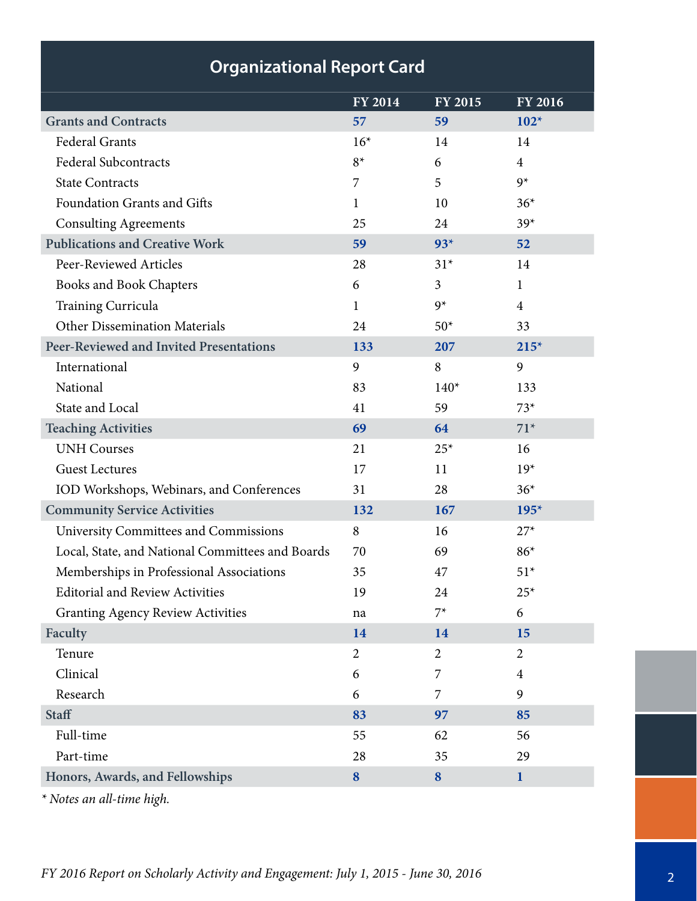# Organizational Report Card

| | FY 2014 | FY 2015 | FY 2016 |
|---|---|---|---|
| **Grants and Contracts** | **57** | **59** | **102*** |
| Federal Grants | 16* | 14 | 14 |
| Federal Subcontracts | 8* | 6 | 4 |
| State Contracts | 7 | 5 | 9* |
| Foundation Grants and Gifts | 1 | 10 | 36* |
| Consulting Agreements | 25 | 24 | 39* |
| **Publications and Creative Work** | **59** | **93*** | **52** |
| Peer-Reviewed Articles | 28 | 31* | 14 |
| Books and Book Chapters | 6 | 3 | 1 |
| Training Curricula | 1 | 9* | 4 |
| Other Dissemination Materials | 24 | 50* | 33 |
| **Peer-Reviewed and Invited Presentations** | **133** | **207** | **215*** |
| International | 9 | 8 | 9 |
| National | 83 | 140* | 133 |
| State and Local | 41 | 59 | 73* |
| **Teaching Activities** | **69** | **64** | **71*** |
| UNH Courses | 21 | 25* | 16 |
| Guest Lectures | 17 | 11 | 19* |
| IOD Workshops, Webinars, and Conferences | 31 | 28 | 36* |
| **Community Service Activities** | **132** | **167** | **195*** |
| University Committees and Commissions | 8 | 16 | 27* |
| Local, State, and National Committees and Boards | 70 | 69 | 86* |
| Memberships in Professional Associations | 35 | 47 | 51* |
| Editorial and Review Activities | 19 | 24 | 25* |
| Granting Agency Review Activities | na | 7* | 6 |
| **Faculty** | **14** | **14** | **15** |
| Tenure | 2 | 2 | 2 |
| Clinical | 6 | 7 | 4 |
| Research | 6 | 7 | 9 |
| **Staff** | **83** | **97** | **85** |
| Full-time | 55 | 62 | 56 |
| Part-time | 28 | 35 | 29 |
| **Honors, Awards, and Fellowships** | **8** | **8** | **1** |

*\* Notes an all-time high.*

*FY 2016 Report on Scholarly Activity and Engagement: July 1, 2015 - June 30, 2016*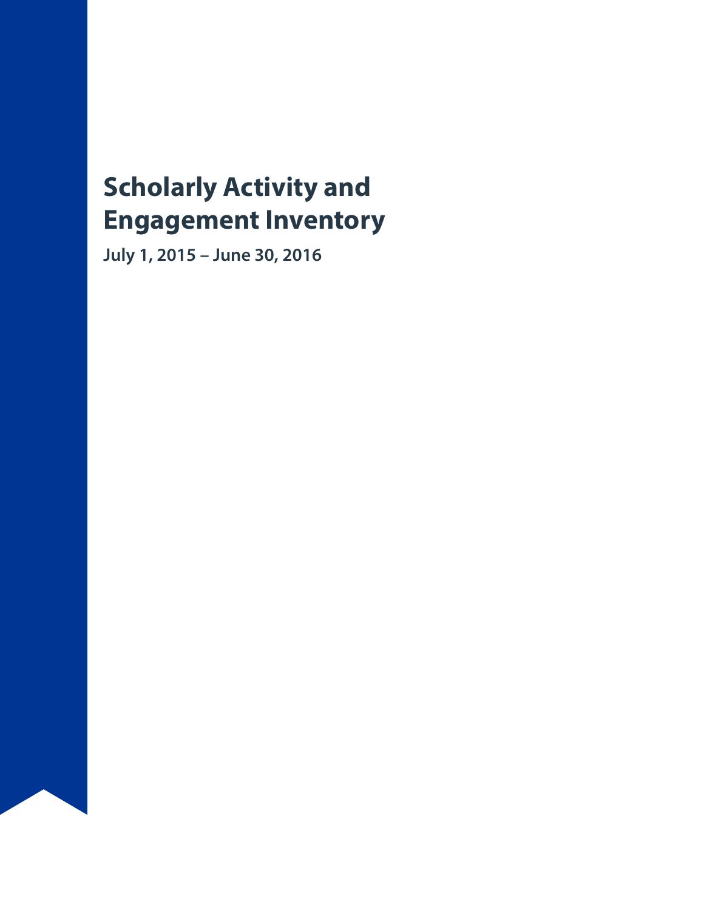# Scholarly Activity and Engagement Inventory

**July 1, 2015 – June 30, 2016**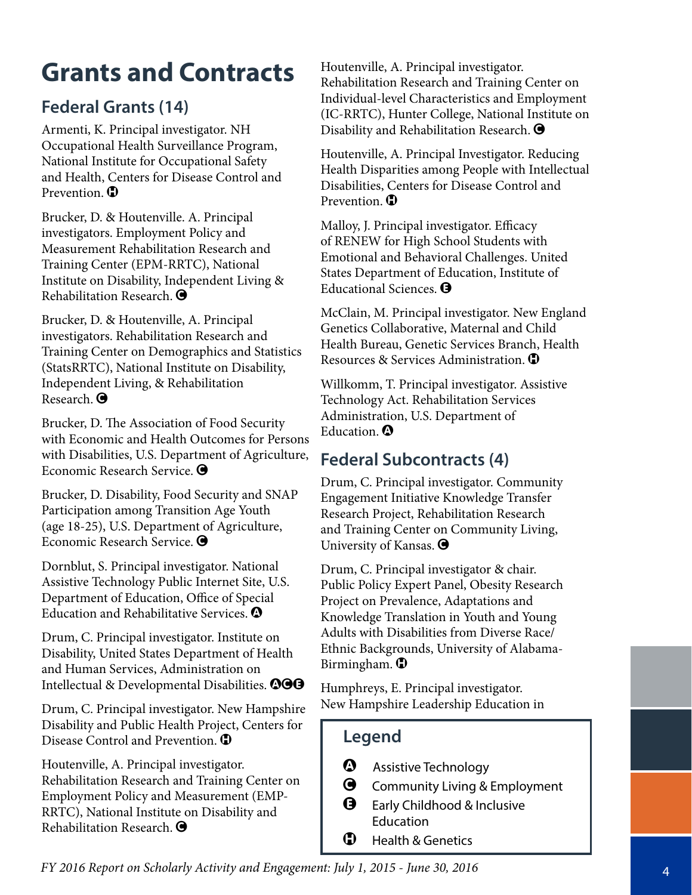# Grants and Contracts

## Federal Grants (14)

Armenti, K. Principal investigator. NH Occupational Health Surveillance Program, National Institute for Occupational Safety and Health, Centers for Disease Control and Prevention. H

Brucker, D. & Houtenville. A. Principal investigators. Employment Policy and Measurement Rehabilitation Research and Training Center (EPM-RRTC), National Institute on Disability, Independent Living & Rehabilitation Research. C

Brucker, D. & Houtenville, A. Principal investigators. Rehabilitation Research and Training Center on Demographics and Statistics (StatsRRTC), National Institute on Disability, Independent Living, & Rehabilitation Research. C

Brucker, D. The Association of Food Security with Economic and Health Outcomes for Persons with Disabilities, U.S. Department of Agriculture, Economic Research Service. C

Brucker, D. Disability, Food Security and SNAP Participation among Transition Age Youth (age 18-25), U.S. Department of Agriculture, Economic Research Service. C

Dornblut, S. Principal investigator. National Assistive Technology Public Internet Site, U.S. Department of Education, Office of Special Education and Rehabilitative Services. A

Drum, C. Principal investigator. Institute on Disability, United States Department of Health and Human Services, Administration on Intellectual & Developmental Disabilities. ACE

Drum, C. Principal investigator. New Hampshire Disability and Public Health Project, Centers for Disease Control and Prevention. H

Houtenville, A. Principal investigator. Rehabilitation Research and Training Center on Employment Policy and Measurement (EMP-RRTC), National Institute on Disability and Rehabilitation Research. C

Houtenville, A. Principal investigator. Rehabilitation Research and Training Center on Individual-level Characteristics and Employment (IC-RRTC), Hunter College, National Institute on Disability and Rehabilitation Research. C

Houtenville, A. Principal Investigator. Reducing Health Disparities among People with Intellectual Disabilities, Centers for Disease Control and Prevention. H

Malloy, J. Principal investigator. Efficacy of RENEW for High School Students with Emotional and Behavioral Challenges. United States Department of Education, Institute of Educational Sciences. E

McClain, M. Principal investigator. New England Genetics Collaborative, Maternal and Child Health Bureau, Genetic Services Branch, Health Resources & Services Administration. H

Willkomm, T. Principal investigator. Assistive Technology Act. Rehabilitation Services Administration, U.S. Department of Education. A

## Federal Subcontracts (4)

Drum, C. Principal investigator. Community Engagement Initiative Knowledge Transfer Research Project, Rehabilitation Research and Training Center on Community Living, University of Kansas. C

Drum, C. Principal investigator & chair. Public Policy Expert Panel, Obesity Research Project on Prevalence, Adaptations and Knowledge Translation in Youth and Young Adults with Disabilities from Diverse Race/Ethnic Backgrounds, University of Alabama-Birmingham. H

Humphreys, E. Principal investigator. New Hampshire Leadership Education in

### Legend

- A Assistive Technology
- C Community Living & Employment
- E Early Childhood & Inclusive Education
- H Health & Genetics

*FY 2016 Report on Scholarly Activity and Engagement: July 1, 2015 - June 30, 2016*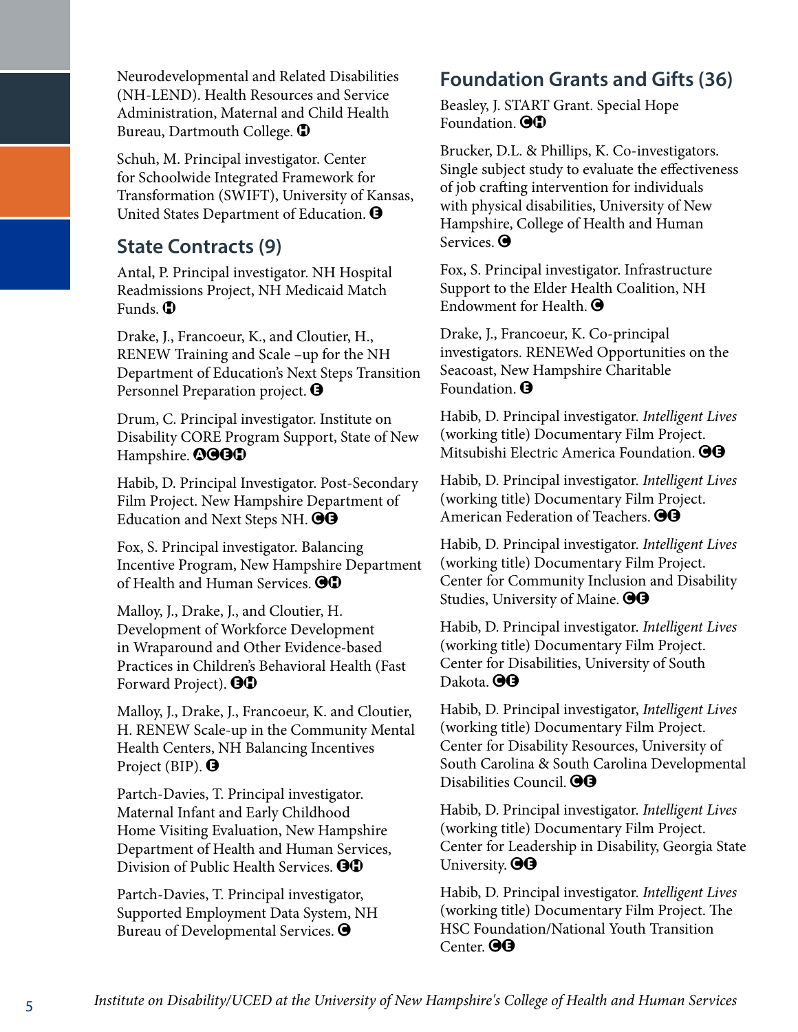Neurodevelopmental and Related Disabilities (NH-LEND). Health Resources and Service Administration, Maternal and Child Health Bureau, Dartmouth College. Ⓗ

Schuh, M. Principal investigator. Center for Schoolwide Integrated Framework for Transformation (SWIFT), University of Kansas, United States Department of Education. Ⓔ

## State Contracts (9)

Antal, P. Principal investigator. NH Hospital Readmissions Project, NH Medicaid Match Funds. Ⓗ

Drake, J., Francoeur, K., and Cloutier, H., RENEW Training and Scale –up for the NH Department of Education's Next Steps Transition Personnel Preparation project. Ⓔ

Drum, C. Principal investigator. Institute on Disability CORE Program Support, State of New Hampshire. ⒶⒸⒺⒽ

Habib, D. Principal Investigator. Post-Secondary Film Project. New Hampshire Department of Education and Next Steps NH. ⒸⒺ

Fox, S. Principal investigator. Balancing Incentive Program, New Hampshire Department of Health and Human Services. ⒸⒽ

Malloy, J., Drake, J., and Cloutier, H. Development of Workforce Development in Wraparound and Other Evidence-based Practices in Children's Behavioral Health (Fast Forward Project). ⒺⒽ

Malloy, J., Drake, J., Francoeur, K. and Cloutier, H. RENEW Scale-up in the Community Mental Health Centers, NH Balancing Incentives Project (BIP). Ⓔ

Partch-Davies, T. Principal investigator. Maternal Infant and Early Childhood Home Visiting Evaluation, New Hampshire Department of Health and Human Services, Division of Public Health Services. ⒺⒽ

Partch-Davies, T. Principal investigator, Supported Employment Data System, NH Bureau of Developmental Services. Ⓒ

## Foundation Grants and Gifts (36)

Beasley, J. START Grant. Special Hope Foundation. ⒸⒽ

Brucker, D.L. & Phillips, K. Co-investigators. Single subject study to evaluate the effectiveness of job crafting intervention for individuals with physical disabilities, University of New Hampshire, College of Health and Human Services. Ⓒ

Fox, S. Principal investigator. Infrastructure Support to the Elder Health Coalition, NH Endowment for Health. Ⓒ

Drake, J., Francoeur, K. Co-principal investigators. RENEWed Opportunities on the Seacoast, New Hampshire Charitable Foundation. Ⓔ

Habib, D. Principal investigator. *Intelligent Lives* (working title) Documentary Film Project. Mitsubishi Electric America Foundation. ⒸⒺ

Habib, D. Principal investigator. *Intelligent Lives* (working title) Documentary Film Project. American Federation of Teachers. ⒸⒺ

Habib, D. Principal investigator. *Intelligent Lives* (working title) Documentary Film Project. Center for Community Inclusion and Disability Studies, University of Maine. ⒸⒺ

Habib, D. Principal investigator. *Intelligent Lives* (working title) Documentary Film Project. Center for Disabilities, University of South Dakota. ⒸⒺ

Habib, D. Principal investigator, *Intelligent Lives* (working title) Documentary Film Project. Center for Disability Resources, University of South Carolina & South Carolina Developmental Disabilities Council. ⒸⒺ

Habib, D. Principal investigator. *Intelligent Lives* (working title) Documentary Film Project. Center for Leadership in Disability, Georgia State University. ⒸⒺ

Habib, D. Principal investigator. *Intelligent Lives* (working title) Documentary Film Project. The HSC Foundation/National Youth Transition Center. ⒸⒺ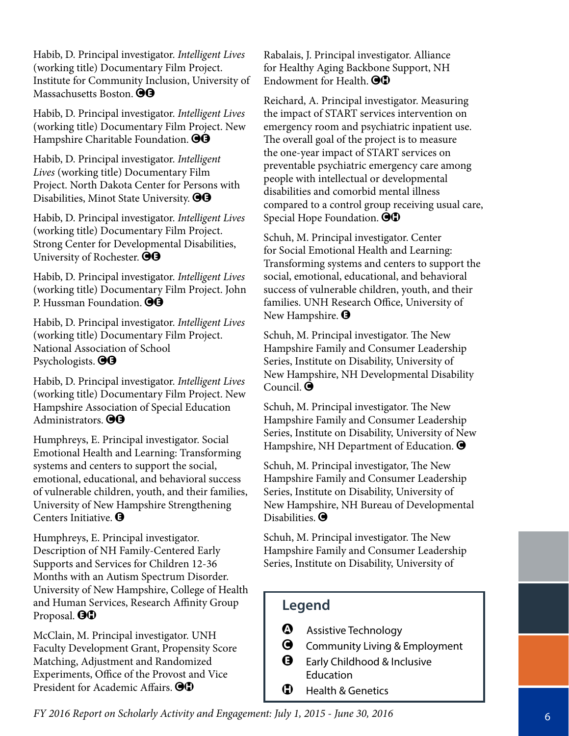Habib, D. Principal investigator. *Intelligent Lives* (working title) Documentary Film Project. Institute for Community Inclusion, University of Massachusetts Boston. Ⓒ Ⓔ

Habib, D. Principal investigator. *Intelligent Lives* (working title) Documentary Film Project. New Hampshire Charitable Foundation. Ⓒ Ⓔ

Habib, D. Principal investigator. *Intelligent Lives* (working title) Documentary Film Project. North Dakota Center for Persons with Disabilities, Minot State University. Ⓒ Ⓔ

Habib, D. Principal investigator. *Intelligent Lives* (working title) Documentary Film Project. Strong Center for Developmental Disabilities, University of Rochester. Ⓒ Ⓔ

Habib, D. Principal investigator. *Intelligent Lives* (working title) Documentary Film Project. John P. Hussman Foundation. Ⓒ Ⓔ

Habib, D. Principal investigator. *Intelligent Lives* (working title) Documentary Film Project. National Association of School Psychologists. Ⓒ Ⓔ

Habib, D. Principal investigator. *Intelligent Lives* (working title) Documentary Film Project. New Hampshire Association of Special Education Administrators. Ⓒ Ⓔ

Humphreys, E. Principal investigator. Social Emotional Health and Learning: Transforming systems and centers to support the social, emotional, educational, and behavioral success of vulnerable children, youth, and their families, University of New Hampshire Strengthening Centers Initiative. Ⓔ

Humphreys, E. Principal investigator. Description of NH Family-Centered Early Supports and Services for Children 12-36 Months with an Autism Spectrum Disorder. University of New Hampshire, College of Health and Human Services, Research Affinity Group Proposal. Ⓔ Ⓗ

McClain, M. Principal investigator. UNH Faculty Development Grant, Propensity Score Matching, Adjustment and Randomized Experiments, Office of the Provost and Vice President for Academic Affairs. Ⓒ Ⓗ

Rabalais, J. Principal investigator. Alliance for Healthy Aging Backbone Support, NH Endowment for Health. Ⓒ Ⓗ

Reichard, A. Principal investigator. Measuring the impact of START services intervention on emergency room and psychiatric inpatient use. The overall goal of the project is to measure the one-year impact of START services on preventable psychiatric emergency care among people with intellectual or developmental disabilities and comorbid mental illness compared to a control group receiving usual care, Special Hope Foundation. Ⓒ Ⓗ

Schuh, M. Principal investigator. Center for Social Emotional Health and Learning: Transforming systems and centers to support the social, emotional, educational, and behavioral success of vulnerable children, youth, and their families. UNH Research Office, University of New Hampshire. Ⓔ

Schuh, M. Principal investigator. The New Hampshire Family and Consumer Leadership Series, Institute on Disability, University of New Hampshire, NH Developmental Disability Council. Ⓒ

Schuh, M. Principal investigator. The New Hampshire Family and Consumer Leadership Series, Institute on Disability, University of New Hampshire, NH Department of Education. Ⓒ

Schuh, M. Principal investigator, The New Hampshire Family and Consumer Leadership Series, Institute on Disability, University of New Hampshire, NH Bureau of Developmental Disabilities. Ⓒ

Schuh, M. Principal investigator. The New Hampshire Family and Consumer Leadership Series, Institute on Disability, University of

## Legend

- Ⓐ Assistive Technology
- Ⓒ Community Living & Employment
- Ⓔ Early Childhood & Inclusive Education
- Ⓗ Health & Genetics

*FY 2016 Report on Scholarly Activity and Engagement: July 1, 2015 - June 30, 2016*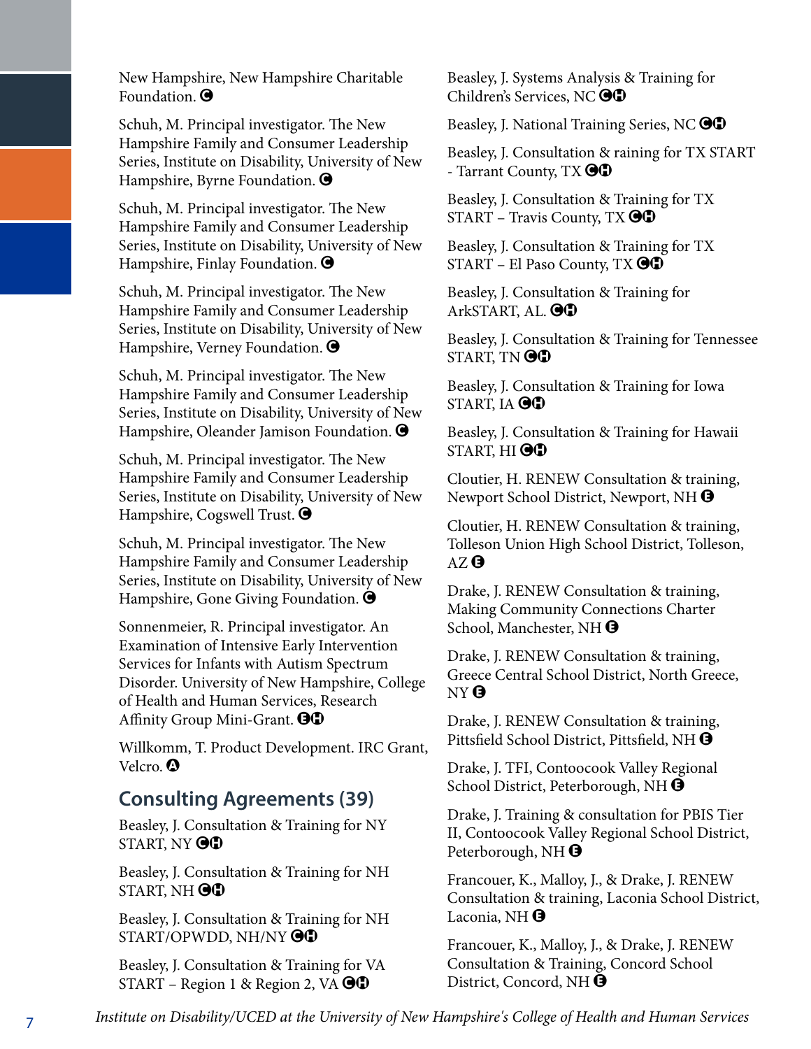New Hampshire, New Hampshire Charitable Foundation. Ⓒ

Schuh, M. Principal investigator. The New Hampshire Family and Consumer Leadership Series, Institute on Disability, University of New Hampshire, Byrne Foundation. Ⓒ

Schuh, M. Principal investigator. The New Hampshire Family and Consumer Leadership Series, Institute on Disability, University of New Hampshire, Finlay Foundation. Ⓒ

Schuh, M. Principal investigator. The New Hampshire Family and Consumer Leadership Series, Institute on Disability, University of New Hampshire, Verney Foundation. Ⓒ

Schuh, M. Principal investigator. The New Hampshire Family and Consumer Leadership Series, Institute on Disability, University of New Hampshire, Oleander Jamison Foundation. Ⓒ

Schuh, M. Principal investigator. The New Hampshire Family and Consumer Leadership Series, Institute on Disability, University of New Hampshire, Cogswell Trust. Ⓒ

Schuh, M. Principal investigator. The New Hampshire Family and Consumer Leadership Series, Institute on Disability, University of New Hampshire, Gone Giving Foundation. Ⓒ

Sonnenmeier, R. Principal investigator. An Examination of Intensive Early Intervention Services for Infants with Autism Spectrum Disorder. University of New Hampshire, College of Health and Human Services, Research Affinity Group Mini-Grant. ⒺⒽ

Willkomm, T. Product Development. IRC Grant, Velcro. Ⓐ

## Consulting Agreements (39)

Beasley, J. Consultation & Training for NY START, NY ⒸⒽ

Beasley, J. Consultation & Training for NH START, NH ⒸⒽ

Beasley, J. Consultation & Training for NH START/OPWDD, NH/NY ⒸⒽ

Beasley, J. Consultation & Training for VA START – Region 1 & Region 2, VA ⒸⒽ

Beasley, J. Systems Analysis & Training for Children's Services, NC ⒸⒽ

Beasley, J. National Training Series, NC ⒸⒽ

Beasley, J. Consultation & raining for TX START - Tarrant County, TX ⒸⒽ

Beasley, J. Consultation & Training for TX START – Travis County, TX ⒸⒽ

Beasley, J. Consultation & Training for TX START – El Paso County, TX ⒸⒽ

Beasley, J. Consultation & Training for ArkSTART, AL. ⒸⒽ

Beasley, J. Consultation & Training for Tennessee START, TN ⒸⒽ

Beasley, J. Consultation & Training for Iowa START, IA ⒸⒽ

Beasley, J. Consultation & Training for Hawaii START, HI ⒸⒽ

Cloutier, H. RENEW Consultation & training, Newport School District, Newport, NH Ⓔ

Cloutier, H. RENEW Consultation & training, Tolleson Union High School District, Tolleson, AZ Ⓔ

Drake, J. RENEW Consultation & training, Making Community Connections Charter School, Manchester, NH Ⓔ

Drake, J. RENEW Consultation & training, Greece Central School District, North Greece, NY Ⓔ

Drake, J. RENEW Consultation & training, Pittsfield School District, Pittsfield, NH Ⓔ

Drake, J. TFI, Contoocook Valley Regional School District, Peterborough, NH Ⓔ

Drake, J. Training & consultation for PBIS Tier II, Contoocook Valley Regional School District, Peterborough, NH Ⓔ

Francouer, K., Malloy, J., & Drake, J. RENEW Consultation & training, Laconia School District, Laconia, NH Ⓔ

Francouer, K., Malloy, J., & Drake, J. RENEW Consultation & Training, Concord School District, Concord, NH Ⓔ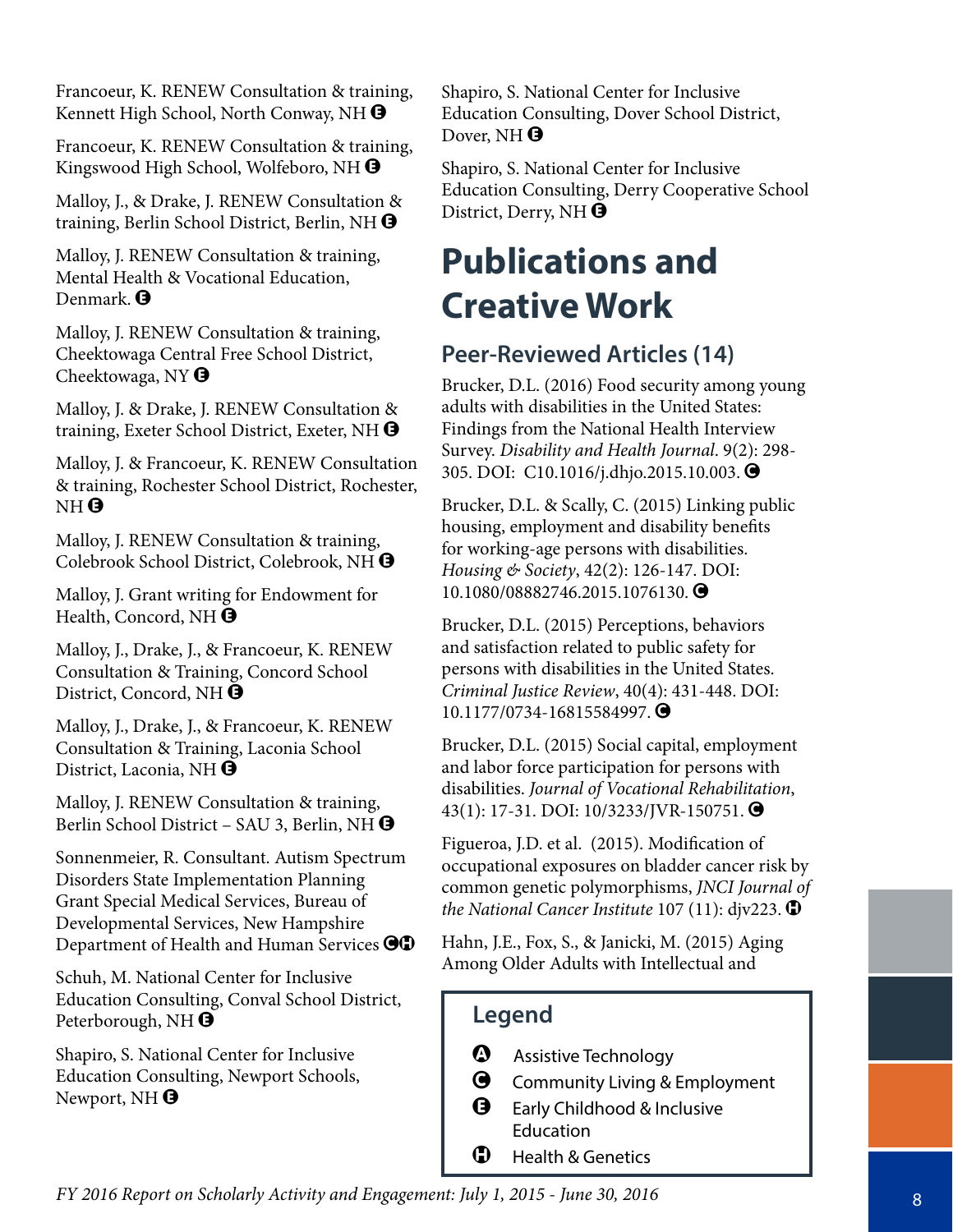Francoeur, K. RENEW Consultation & training, Kennett High School, North Conway, NH Ⓔ

Francoeur, K. RENEW Consultation & training, Kingswood High School, Wolfeboro, NH Ⓔ

Malloy, J., & Drake, J. RENEW Consultation & training, Berlin School District, Berlin, NH Ⓔ

Malloy, J. RENEW Consultation & training, Mental Health & Vocational Education, Denmark. Ⓔ

Malloy, J. RENEW Consultation & training, Cheektowaga Central Free School District, Cheektowaga, NY Ⓔ

Malloy, J. & Drake, J. RENEW Consultation & training, Exeter School District, Exeter, NH Ⓔ

Malloy, J. & Francoeur, K. RENEW Consultation & training, Rochester School District, Rochester, NH Ⓔ

Malloy, J. RENEW Consultation & training, Colebrook School District, Colebrook, NH Ⓔ

Malloy, J. Grant writing for Endowment for Health, Concord, NH Ⓔ

Malloy, J., Drake, J., & Francoeur, K. RENEW Consultation & Training, Concord School District, Concord, NH Ⓔ

Malloy, J., Drake, J., & Francoeur, K. RENEW Consultation & Training, Laconia School District, Laconia, NH Ⓔ

Malloy, J. RENEW Consultation & training, Berlin School District – SAU 3, Berlin, NH Ⓔ

Sonnenmeier, R. Consultant. Autism Spectrum Disorders State Implementation Planning Grant Special Medical Services, Bureau of Developmental Services, New Hampshire Department of Health and Human Services ⒸⒽ

Schuh, M. National Center for Inclusive Education Consulting, Conval School District, Peterborough, NH Ⓔ

Shapiro, S. National Center for Inclusive Education Consulting, Newport Schools, Newport, NH Ⓔ

Shapiro, S. National Center for Inclusive Education Consulting, Dover School District, Dover, NH Ⓔ

Shapiro, S. National Center for Inclusive Education Consulting, Derry Cooperative School District, Derry, NH Ⓔ

# Publications and Creative Work

## Peer-Reviewed Articles (14)

Brucker, D.L. (2016) Food security among young adults with disabilities in the United States: Findings from the National Health Interview Survey. *Disability and Health Journal*. 9(2): 298-305. DOI: C10.1016/j.dhjo.2015.10.003. Ⓒ

Brucker, D.L. & Scally, C. (2015) Linking public housing, employment and disability benefits for working-age persons with disabilities. *Housing & Society*, 42(2): 126-147. DOI: 10.1080/08882746.2015.1076130. Ⓒ

Brucker, D.L. (2015) Perceptions, behaviors and satisfaction related to public safety for persons with disabilities in the United States. *Criminal Justice Review*, 40(4): 431-448. DOI: 10.1177/0734-16815584997. Ⓒ

Brucker, D.L. (2015) Social capital, employment and labor force participation for persons with disabilities. *Journal of Vocational Rehabilitation*, 43(1): 17-31. DOI: 10/3233/JVR-150751. Ⓒ

Figueroa, J.D. et al. (2015). Modification of occupational exposures on bladder cancer risk by common genetic polymorphisms, *JNCI Journal of the National Cancer Institute* 107 (11): djv223. Ⓗ

Hahn, J.E., Fox, S., & Janicki, M. (2015) Aging Among Older Adults with Intellectual and

## Legend

- Ⓐ Assistive Technology
- Ⓒ Community Living & Employment
- Ⓔ Early Childhood & Inclusive Education
- Ⓗ Health & Genetics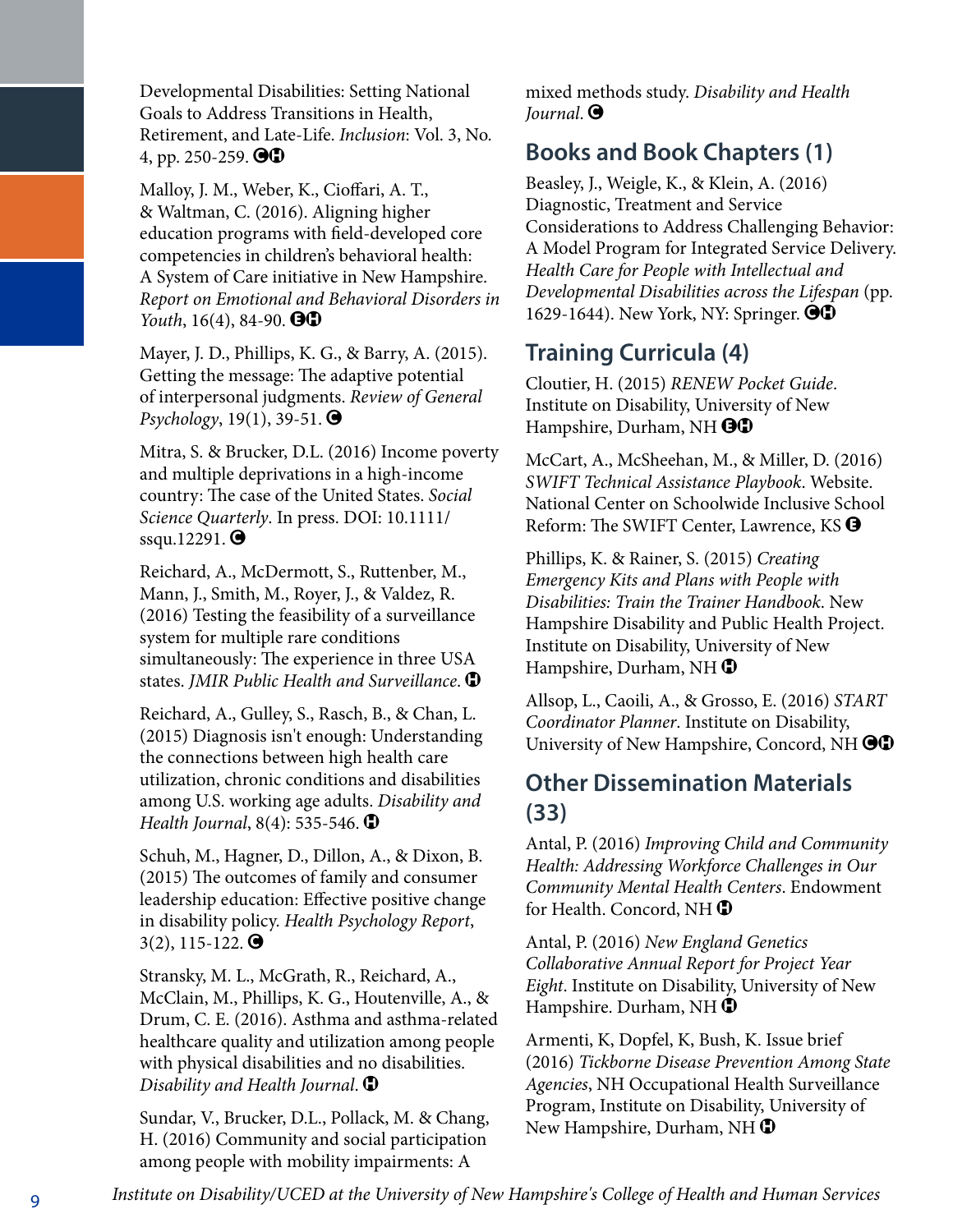Developmental Disabilities: Setting National Goals to Address Transitions in Health, Retirement, and Late-Life. *Inclusion*: Vol. 3, No. 4, pp. 250-259. ⒸⒽ

Malloy, J. M., Weber, K., Cioffari, A. T., & Waltman, C. (2016). Aligning higher education programs with field-developed core competencies in children's behavioral health: A System of Care initiative in New Hampshire. *Report on Emotional and Behavioral Disorders in Youth*, 16(4), 84-90. ⒺⒽ

Mayer, J. D., Phillips, K. G., & Barry, A. (2015). Getting the message: The adaptive potential of interpersonal judgments. *Review of General Psychology*, 19(1), 39-51. Ⓒ

Mitra, S. & Brucker, D.L. (2016) Income poverty and multiple deprivations in a high-income country: The case of the United States. *Social Science Quarterly*. In press. DOI: 10.1111/ssqu.12291. Ⓒ

Reichard, A., McDermott, S., Ruttenber, M., Mann, J., Smith, M., Royer, J., & Valdez, R. (2016) Testing the feasibility of a surveillance system for multiple rare conditions simultaneously: The experience in three USA states. *JMIR Public Health and Surveillance*. Ⓗ

Reichard, A., Gulley, S., Rasch, B., & Chan, L. (2015) Diagnosis isn't enough: Understanding the connections between high health care utilization, chronic conditions and disabilities among U.S. working age adults. *Disability and Health Journal*, 8(4): 535-546. Ⓗ

Schuh, M., Hagner, D., Dillon, A., & Dixon, B. (2015) The outcomes of family and consumer leadership education: Effective positive change in disability policy. *Health Psychology Report*, 3(2), 115-122. Ⓒ

Stransky, M. L., McGrath, R., Reichard, A., McClain, M., Phillips, K. G., Houtenville, A., & Drum, C. E. (2016). Asthma and asthma-related healthcare quality and utilization among people with physical disabilities and no disabilities. *Disability and Health Journal*. Ⓗ

Sundar, V., Brucker, D.L., Pollack, M. & Chang, H. (2016) Community and social participation among people with mobility impairments: A mixed methods study. *Disability and Health Journal*. Ⓒ

## Books and Book Chapters (1)

Beasley, J., Weigle, K., & Klein, A. (2016) Diagnostic, Treatment and Service Considerations to Address Challenging Behavior: A Model Program for Integrated Service Delivery. *Health Care for People with Intellectual and Developmental Disabilities across the Lifespan* (pp. 1629-1644). New York, NY: Springer. ⒸⒽ

## Training Curricula (4)

Cloutier, H. (2015) *RENEW Pocket Guide*. Institute on Disability, University of New Hampshire, Durham, NH ⒺⒽ

McCart, A., McSheehan, M., & Miller, D. (2016) *SWIFT Technical Assistance Playbook*. Website. National Center on Schoolwide Inclusive School Reform: The SWIFT Center, Lawrence, KS Ⓔ

Phillips, K. & Rainer, S. (2015) *Creating Emergency Kits and Plans with People with Disabilities: Train the Trainer Handbook*. New Hampshire Disability and Public Health Project. Institute on Disability, University of New Hampshire, Durham, NH Ⓗ

Allsop, L., Caoili, A., & Grosso, E. (2016) *START Coordinator Planner*. Institute on Disability, University of New Hampshire, Concord, NH ⒸⒽ

## Other Dissemination Materials (33)

Antal, P. (2016) *Improving Child and Community Health: Addressing Workforce Challenges in Our Community Mental Health Centers*. Endowment for Health. Concord, NH Ⓗ

Antal, P. (2016) *New England Genetics Collaborative Annual Report for Project Year Eight*. Institute on Disability, University of New Hampshire. Durham, NH Ⓗ

Armenti, K, Dopfel, K, Bush, K. Issue brief (2016) *Tickborne Disease Prevention Among State Agencies*, NH Occupational Health Surveillance Program, Institute on Disability, University of New Hampshire, Durham, NH Ⓗ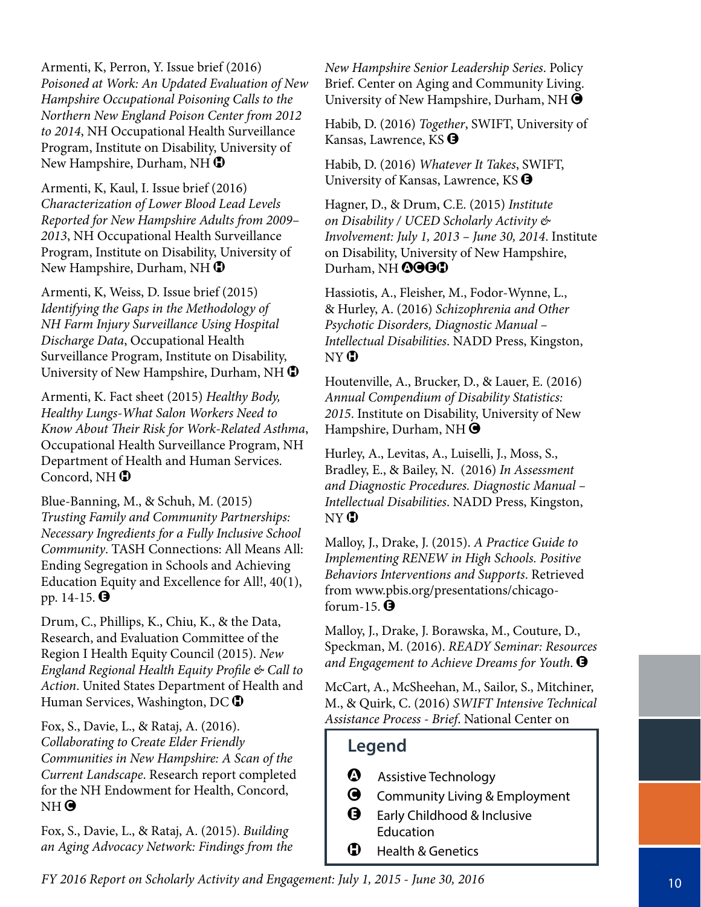Armenti, K, Perron, Y. Issue brief (2016) *Poisoned at Work: An Updated Evaluation of New Hampshire Occupational Poisoning Calls to the Northern New England Poison Center from 2012 to 2014*, NH Occupational Health Surveillance Program, Institute on Disability, University of New Hampshire, Durham, NH Ⓗ

Armenti, K, Kaul, I. Issue brief (2016) *Characterization of Lower Blood Lead Levels Reported for New Hampshire Adults from 2009–2013*, NH Occupational Health Surveillance Program, Institute on Disability, University of New Hampshire, Durham, NH Ⓗ

Armenti, K, Weiss, D. Issue brief (2015) *Identifying the Gaps in the Methodology of NH Farm Injury Surveillance Using Hospital Discharge Data*, Occupational Health Surveillance Program, Institute on Disability, University of New Hampshire, Durham, NH Ⓗ

Armenti, K. Fact sheet (2015) *Healthy Body, Healthy Lungs-What Salon Workers Need to Know About Their Risk for Work-Related Asthma*, Occupational Health Surveillance Program, NH Department of Health and Human Services. Concord, NH Ⓗ

Blue-Banning, M., & Schuh, M. (2015) *Trusting Family and Community Partnerships: Necessary Ingredients for a Fully Inclusive School Community*. TASH Connections: All Means All: Ending Segregation in Schools and Achieving Education Equity and Excellence for All!, 40(1), pp. 14-15. Ⓔ

Drum, C., Phillips, K., Chiu, K., & the Data, Research, and Evaluation Committee of the Region I Health Equity Council (2015). *New England Regional Health Equity Profile & Call to Action*. United States Department of Health and Human Services, Washington, DC Ⓗ

Fox, S., Davie, L., & Rataj, A. (2016). *Collaborating to Create Elder Friendly Communities in New Hampshire: A Scan of the Current Landscape*. Research report completed for the NH Endowment for Health, Concord, NH Ⓒ

Fox, S., Davie, L., & Rataj, A. (2015). *Building an Aging Advocacy Network: Findings from the New Hampshire Senior Leadership Series*. Policy Brief. Center on Aging and Community Living. University of New Hampshire, Durham, NH Ⓒ

Habib, D. (2016) *Together*, SWIFT, University of Kansas, Lawrence, KS Ⓔ

Habib, D. (2016) *Whatever It Takes*, SWIFT, University of Kansas, Lawrence, KS Ⓔ

Hagner, D., & Drum, C.E. (2015) *Institute on Disability / UCED Scholarly Activity & Involvement: July 1, 2013 – June 30, 2014*. Institute on Disability, University of New Hampshire, Durham, NH ⒶⒸⒺⒽ

Hassiotis, A., Fleisher, M., Fodor-Wynne, L., & Hurley, A. (2016) *Schizophrenia and Other Psychotic Disorders, Diagnostic Manual – Intellectual Disabilities*. NADD Press, Kingston, NY Ⓗ

Houtenville, A., Brucker, D., & Lauer, E. (2016) *Annual Compendium of Disability Statistics: 2015*. Institute on Disability, University of New Hampshire, Durham, NH Ⓒ

Hurley, A., Levitas, A., Luiselli, J., Moss, S., Bradley, E., & Bailey, N. (2016) *In Assessment and Diagnostic Procedures. Diagnostic Manual – Intellectual Disabilities*. NADD Press, Kingston, NY Ⓗ

Malloy, J., Drake, J. (2015). *A Practice Guide to Implementing RENEW in High Schools. Positive Behaviors Interventions and Supports*. Retrieved from www.pbis.org/presentations/chicago-forum-15. Ⓔ

Malloy, J., Drake, J. Borawska, M., Couture, D., Speckman, M. (2016). *READY Seminar: Resources and Engagement to Achieve Dreams for Youth*. Ⓔ

McCart, A., McSheehan, M., Sailor, S., Mitchiner, M., & Quirk, C. (2016) *SWIFT Intensive Technical Assistance Process - Brief*. National Center on

## Legend

- Ⓐ Assistive Technology
- Ⓒ Community Living & Employment
- Ⓔ Early Childhood & Inclusive Education
- Ⓗ Health & Genetics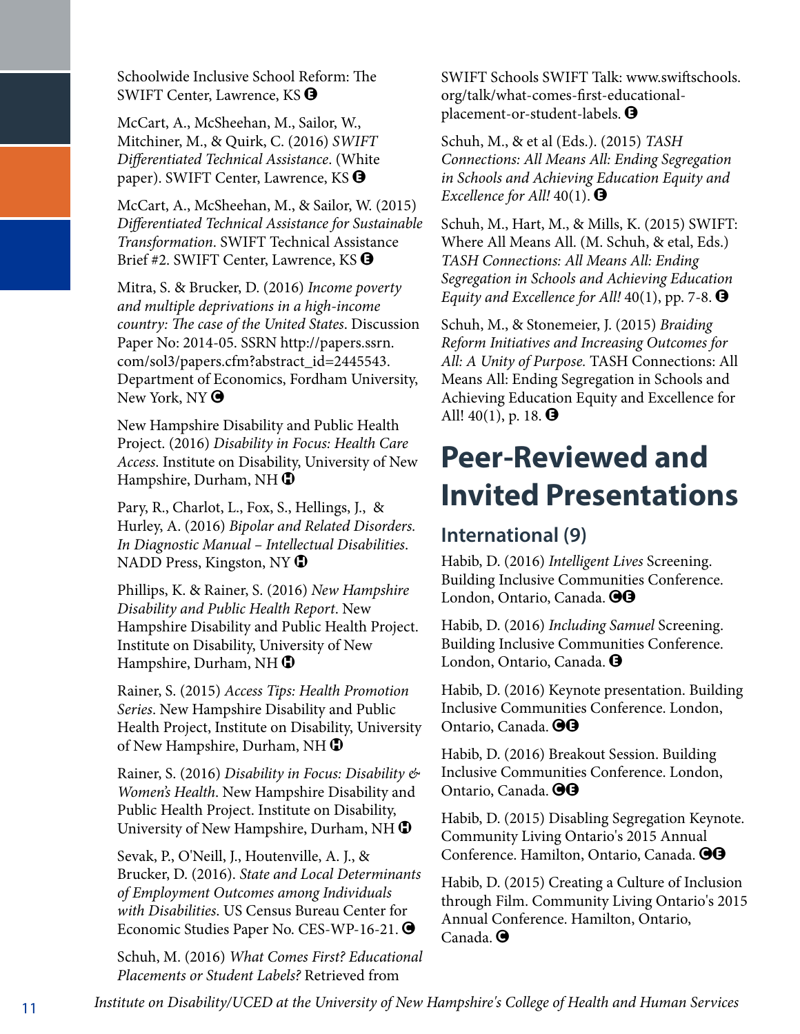Schoolwide Inclusive School Reform: The SWIFT Center, Lawrence, KS Ⓔ

McCart, A., McSheehan, M., Sailor, W., Mitchiner, M., & Quirk, C. (2016) *SWIFT Differentiated Technical Assistance*. (White paper). SWIFT Center, Lawrence, KS Ⓔ

McCart, A., McSheehan, M., & Sailor, W. (2015) *Differentiated Technical Assistance for Sustainable Transformation*. SWIFT Technical Assistance Brief #2. SWIFT Center, Lawrence, KS Ⓔ

Mitra, S. & Brucker, D. (2016) *Income poverty and multiple deprivations in a high-income country: The case of the United States*. Discussion Paper No: 2014-05. SSRN http://papers.ssrn.com/sol3/papers.cfm?abstract_id=2445543. Department of Economics, Fordham University, New York, NY Ⓒ

New Hampshire Disability and Public Health Project. (2016) *Disability in Focus: Health Care Access*. Institute on Disability, University of New Hampshire, Durham, NH Ⓗ

Pary, R., Charlot, L., Fox, S., Hellings, J., & Hurley, A. (2016) *Bipolar and Related Disorders. In Diagnostic Manual – Intellectual Disabilities*. NADD Press, Kingston, NY Ⓗ

Phillips, K. & Rainer, S. (2016) *New Hampshire Disability and Public Health Report*. New Hampshire Disability and Public Health Project. Institute on Disability, University of New Hampshire, Durham, NH Ⓗ

Rainer, S. (2015) *Access Tips: Health Promotion Series*. New Hampshire Disability and Public Health Project, Institute on Disability, University of New Hampshire, Durham, NH Ⓗ

Rainer, S. (2016) *Disability in Focus: Disability & Women's Health*. New Hampshire Disability and Public Health Project. Institute on Disability, University of New Hampshire, Durham, NH Ⓗ

Sevak, P., O'Neill, J., Houtenville, A. J., & Brucker, D. (2016). *State and Local Determinants of Employment Outcomes among Individuals with Disabilities*. US Census Bureau Center for Economic Studies Paper No. CES-WP-16-21. Ⓒ

Schuh, M. (2016) *What Comes First? Educational Placements or Student Labels?* Retrieved from SWIFT Schools SWIFT Talk: www.swiftschools.org/talk/what-comes-first-educational-placement-or-student-labels. Ⓔ

Schuh, M., & et al (Eds.). (2015) *TASH Connections: All Means All: Ending Segregation in Schools and Achieving Education Equity and Excellence for All!* 40(1). Ⓔ

Schuh, M., Hart, M., & Mills, K. (2015) SWIFT: Where All Means All. (M. Schuh, & etal, Eds.) *TASH Connections: All Means All: Ending Segregation in Schools and Achieving Education Equity and Excellence for All!* 40(1), pp. 7-8. Ⓔ

Schuh, M., & Stonemeier, J. (2015) *Braiding Reform Initiatives and Increasing Outcomes for All: A Unity of Purpose.* TASH Connections: All Means All: Ending Segregation in Schools and Achieving Education Equity and Excellence for All! 40(1), p. 18. Ⓔ

# Peer-Reviewed and Invited Presentations

## International (9)

Habib, D. (2016) *Intelligent Lives* Screening. Building Inclusive Communities Conference. London, Ontario, Canada. ⒸⒺ

Habib, D. (2016) *Including Samuel* Screening. Building Inclusive Communities Conference. London, Ontario, Canada. Ⓔ

Habib, D. (2016) Keynote presentation. Building Inclusive Communities Conference. London, Ontario, Canada. ⒸⒺ

Habib, D. (2016) Breakout Session. Building Inclusive Communities Conference. London, Ontario, Canada. ⒸⒺ

Habib, D. (2015) Disabling Segregation Keynote. Community Living Ontario's 2015 Annual Conference. Hamilton, Ontario, Canada. ⒸⒺ

Habib, D. (2015) Creating a Culture of Inclusion through Film. Community Living Ontario's 2015 Annual Conference. Hamilton, Ontario, Canada. Ⓒ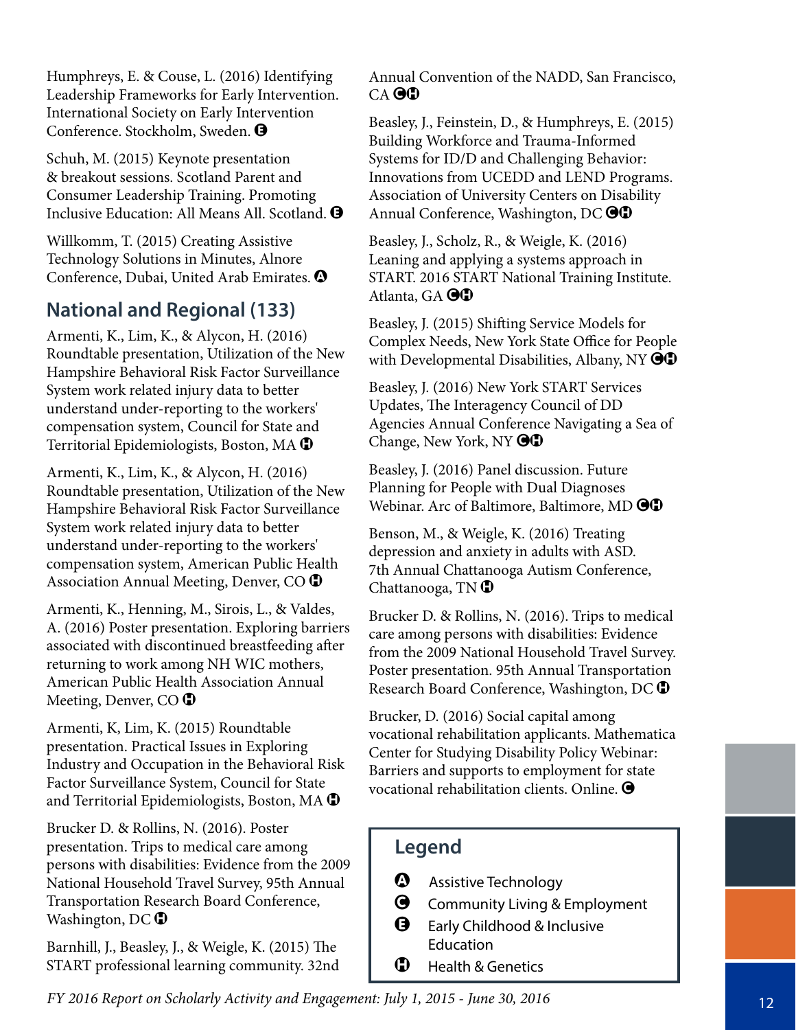Humphreys, E. & Couse, L. (2016) Identifying Leadership Frameworks for Early Intervention. International Society on Early Intervention Conference. Stockholm, Sweden. Ⓔ

Schuh, M. (2015) Keynote presentation & breakout sessions. Scotland Parent and Consumer Leadership Training. Promoting Inclusive Education: All Means All. Scotland. Ⓔ

Willkomm, T. (2015) Creating Assistive Technology Solutions in Minutes, Alnore Conference, Dubai, United Arab Emirates. Ⓐ

## National and Regional (133)

Armenti, K., Lim, K., & Alycon, H. (2016) Roundtable presentation, Utilization of the New Hampshire Behavioral Risk Factor Surveillance System work related injury data to better understand under-reporting to the workers' compensation system, Council for State and Territorial Epidemiologists, Boston, MA Ⓗ

Armenti, K., Lim, K., & Alycon, H. (2016) Roundtable presentation, Utilization of the New Hampshire Behavioral Risk Factor Surveillance System work related injury data to better understand under-reporting to the workers' compensation system, American Public Health Association Annual Meeting, Denver, CO Ⓗ

Armenti, K., Henning, M., Sirois, L., & Valdes, A. (2016) Poster presentation. Exploring barriers associated with discontinued breastfeeding after returning to work among NH WIC mothers, American Public Health Association Annual Meeting, Denver, CO Ⓗ

Armenti, K, Lim, K. (2015) Roundtable presentation. Practical Issues in Exploring Industry and Occupation in the Behavioral Risk Factor Surveillance System, Council for State and Territorial Epidemiologists, Boston, MA Ⓗ

Brucker D. & Rollins, N. (2016). Poster presentation. Trips to medical care among persons with disabilities: Evidence from the 2009 National Household Travel Survey, 95th Annual Transportation Research Board Conference, Washington, DC Ⓗ

Barnhill, J., Beasley, J., & Weigle, K. (2015) The START professional learning community. 32nd Annual Convention of the NADD, San Francisco, CA ⒸⒽ

Beasley, J., Feinstein, D., & Humphreys, E. (2015) Building Workforce and Trauma-Informed Systems for ID/D and Challenging Behavior: Innovations from UCEDD and LEND Programs. Association of University Centers on Disability Annual Conference, Washington, DC ⒸⒽ

Beasley, J., Scholz, R., & Weigle, K. (2016) Leaning and applying a systems approach in START. 2016 START National Training Institute. Atlanta, GA ⒸⒽ

Beasley, J. (2015) Shifting Service Models for Complex Needs, New York State Office for People with Developmental Disabilities, Albany, NY ⒸⒽ

Beasley, J. (2016) New York START Services Updates, The Interagency Council of DD Agencies Annual Conference Navigating a Sea of Change, New York, NY ⒸⒽ

Beasley, J. (2016) Panel discussion. Future Planning for People with Dual Diagnoses Webinar. Arc of Baltimore, Baltimore, MD ⒸⒽ

Benson, M., & Weigle, K. (2016) Treating depression and anxiety in adults with ASD. 7th Annual Chattanooga Autism Conference, Chattanooga, TN Ⓗ

Brucker D. & Rollins, N. (2016). Trips to medical care among persons with disabilities: Evidence from the 2009 National Household Travel Survey. Poster presentation. 95th Annual Transportation Research Board Conference, Washington, DC Ⓗ

Brucker, D. (2016) Social capital among vocational rehabilitation applicants. Mathematica Center for Studying Disability Policy Webinar: Barriers and supports to employment for state vocational rehabilitation clients. Online. Ⓒ

**Legend**

- Ⓐ Assistive Technology
- Ⓒ Community Living & Employment
- Ⓔ Early Childhood & Inclusive Education
- Ⓗ Health & Genetics

*FY 2016 Report on Scholarly Activity and Engagement: July 1, 2015 - June 30, 2016*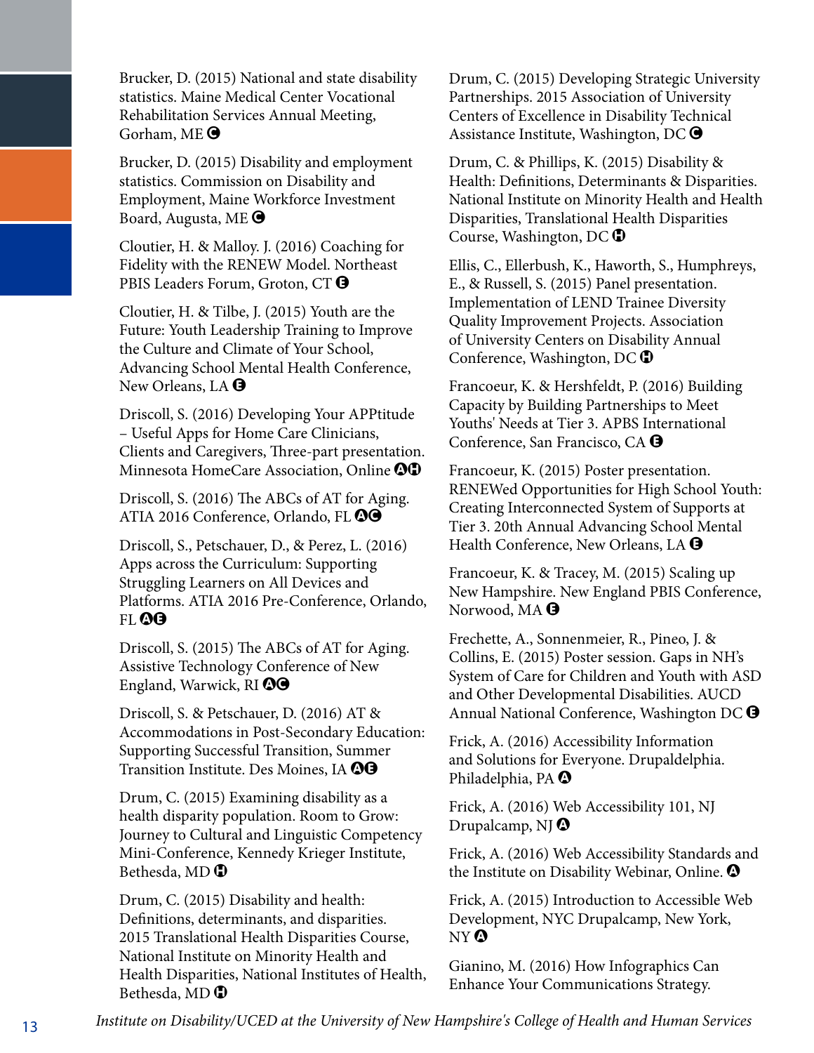Brucker, D. (2015) National and state disability statistics. Maine Medical Center Vocational Rehabilitation Services Annual Meeting, Gorham, ME Ⓒ

Brucker, D. (2015) Disability and employment statistics. Commission on Disability and Employment, Maine Workforce Investment Board, Augusta, ME Ⓒ

Cloutier, H. & Malloy. J. (2016) Coaching for Fidelity with the RENEW Model. Northeast PBIS Leaders Forum, Groton, CT Ⓔ

Cloutier, H. & Tilbe, J. (2015) Youth are the Future: Youth Leadership Training to Improve the Culture and Climate of Your School, Advancing School Mental Health Conference, New Orleans, LA Ⓔ

Driscoll, S. (2016) Developing Your APPtitude – Useful Apps for Home Care Clinicians, Clients and Caregivers, Three-part presentation. Minnesota HomeCare Association, Online ⒶⒽ

Driscoll, S. (2016) The ABCs of AT for Aging. ATIA 2016 Conference, Orlando, FL ⒶⒸ

Driscoll, S., Petschauer, D., & Perez, L. (2016) Apps across the Curriculum: Supporting Struggling Learners on All Devices and Platforms. ATIA 2016 Pre-Conference, Orlando, FL ⒶⒺ

Driscoll, S. (2015) The ABCs of AT for Aging. Assistive Technology Conference of New England, Warwick, RI ⒶⒸ

Driscoll, S. & Petschauer, D. (2016) AT & Accommodations in Post-Secondary Education: Supporting Successful Transition, Summer Transition Institute. Des Moines, IA ⒶⒺ

Drum, C. (2015) Examining disability as a health disparity population. Room to Grow: Journey to Cultural and Linguistic Competency Mini-Conference, Kennedy Krieger Institute, Bethesda, MD Ⓗ

Drum, C. (2015) Disability and health: Definitions, determinants, and disparities. 2015 Translational Health Disparities Course, National Institute on Minority Health and Health Disparities, National Institutes of Health, Bethesda, MD Ⓗ

Drum, C. (2015) Developing Strategic University Partnerships. 2015 Association of University Centers of Excellence in Disability Technical Assistance Institute, Washington, DC Ⓒ

Drum, C. & Phillips, K. (2015) Disability & Health: Definitions, Determinants & Disparities. National Institute on Minority Health and Health Disparities, Translational Health Disparities Course, Washington, DC Ⓗ

Ellis, C., Ellerbush, K., Haworth, S., Humphreys, E., & Russell, S. (2015) Panel presentation. Implementation of LEND Trainee Diversity Quality Improvement Projects. Association of University Centers on Disability Annual Conference, Washington, DC Ⓗ

Francoeur, K. & Hershfeldt, P. (2016) Building Capacity by Building Partnerships to Meet Youths' Needs at Tier 3. APBS International Conference, San Francisco, CA Ⓔ

Francoeur, K. (2015) Poster presentation. RENEWed Opportunities for High School Youth: Creating Interconnected System of Supports at Tier 3. 20th Annual Advancing School Mental Health Conference, New Orleans, LA Ⓔ

Francoeur, K. & Tracey, M. (2015) Scaling up New Hampshire. New England PBIS Conference, Norwood, MA Ⓔ

Frechette, A., Sonnenmeier, R., Pineo, J. & Collins, E. (2015) Poster session. Gaps in NH's System of Care for Children and Youth with ASD and Other Developmental Disabilities. AUCD Annual National Conference, Washington DC Ⓔ

Frick, A. (2016) Accessibility Information and Solutions for Everyone. Drupaldelphia. Philadelphia, PA Ⓐ

Frick, A. (2016) Web Accessibility 101, NJ Drupalcamp, NJ Ⓐ

Frick, A. (2016) Web Accessibility Standards and the Institute on Disability Webinar, Online. Ⓐ

Frick, A. (2015) Introduction to Accessible Web Development, NYC Drupalcamp, New York, NY Ⓐ

Gianino, M. (2016) How Infographics Can Enhance Your Communications Strategy.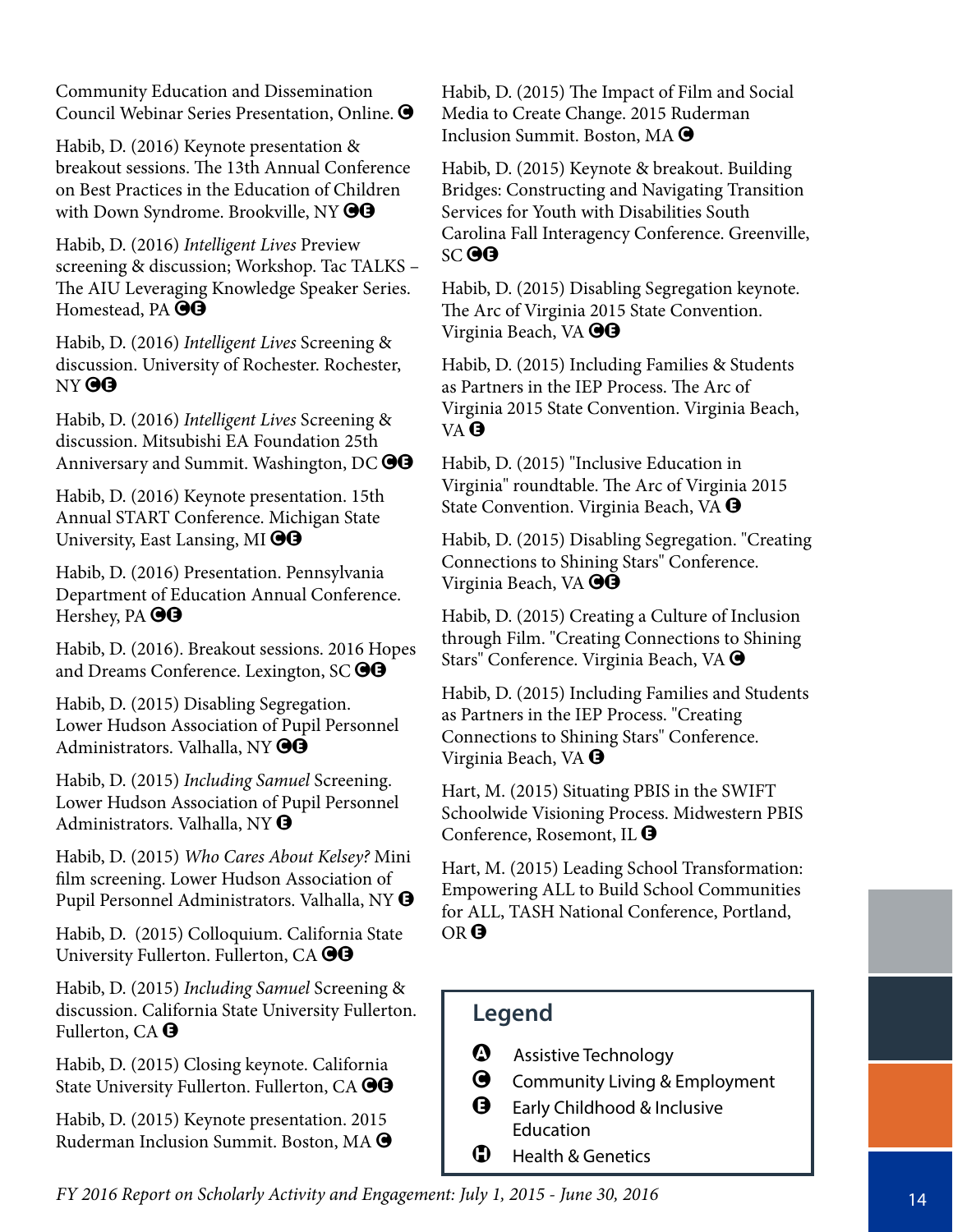Community Education and Dissemination Council Webinar Series Presentation, Online. Ⓒ

Habib, D. (2016) Keynote presentation & breakout sessions. The 13th Annual Conference on Best Practices in the Education of Children with Down Syndrome. Brookville, NY ⒸⒺ

Habib, D. (2016) *Intelligent Lives* Preview screening & discussion; Workshop. Tac TALKS – The AIU Leveraging Knowledge Speaker Series. Homestead, PA ⒸⒺ

Habib, D. (2016) *Intelligent Lives* Screening & discussion. University of Rochester. Rochester, NY ⒸⒺ

Habib, D. (2016) *Intelligent Lives* Screening & discussion. Mitsubishi EA Foundation 25th Anniversary and Summit. Washington, DC ⒸⒺ

Habib, D. (2016) Keynote presentation. 15th Annual START Conference. Michigan State University, East Lansing, MI ⒸⒺ

Habib, D. (2016) Presentation. Pennsylvania Department of Education Annual Conference. Hershey, PA ⒸⒺ

Habib, D. (2016). Breakout sessions. 2016 Hopes and Dreams Conference. Lexington, SC ⒸⒺ

Habib, D. (2015) Disabling Segregation. Lower Hudson Association of Pupil Personnel Administrators. Valhalla, NY ⒸⒺ

Habib, D. (2015) *Including Samuel* Screening. Lower Hudson Association of Pupil Personnel Administrators. Valhalla, NY Ⓔ

Habib, D. (2015) *Who Cares About Kelsey?* Mini film screening. Lower Hudson Association of Pupil Personnel Administrators. Valhalla, NY Ⓔ

Habib, D. (2015) Colloquium. California State University Fullerton. Fullerton, CA ⒸⒺ

Habib, D. (2015) *Including Samuel* Screening & discussion. California State University Fullerton. Fullerton, CA Ⓔ

Habib, D. (2015) Closing keynote. California State University Fullerton. Fullerton, CA ⒸⒺ

Habib, D. (2015) Keynote presentation. 2015 Ruderman Inclusion Summit. Boston, MA Ⓒ

Habib, D. (2015) The Impact of Film and Social Media to Create Change. 2015 Ruderman Inclusion Summit. Boston, MA Ⓒ

Habib, D. (2015) Keynote & breakout. Building Bridges: Constructing and Navigating Transition Services for Youth with Disabilities South Carolina Fall Interagency Conference. Greenville, SC ⒸⒺ

Habib, D. (2015) Disabling Segregation keynote. The Arc of Virginia 2015 State Convention. Virginia Beach, VA ⒸⒺ

Habib, D. (2015) Including Families & Students as Partners in the IEP Process. The Arc of Virginia 2015 State Convention. Virginia Beach, VA Ⓔ

Habib, D. (2015) "Inclusive Education in Virginia" roundtable. The Arc of Virginia 2015 State Convention. Virginia Beach, VA Ⓔ

Habib, D. (2015) Disabling Segregation. "Creating Connections to Shining Stars" Conference. Virginia Beach, VA ⒸⒺ

Habib, D. (2015) Creating a Culture of Inclusion through Film. "Creating Connections to Shining Stars" Conference. Virginia Beach, VA Ⓒ

Habib, D. (2015) Including Families and Students as Partners in the IEP Process. "Creating Connections to Shining Stars" Conference. Virginia Beach, VA Ⓔ

Hart, M. (2015) Situating PBIS in the SWIFT Schoolwide Visioning Process. Midwestern PBIS Conference, Rosemont, IL Ⓔ

Hart, M. (2015) Leading School Transformation: Empowering ALL to Build School Communities for ALL, TASH National Conference, Portland, OR Ⓔ

## Legend

- Ⓐ Assistive Technology
- Ⓒ Community Living & Employment
- Ⓔ Early Childhood & Inclusive Education
- Ⓗ Health & Genetics

*FY 2016 Report on Scholarly Activity and Engagement: July 1, 2015 - June 30, 2016*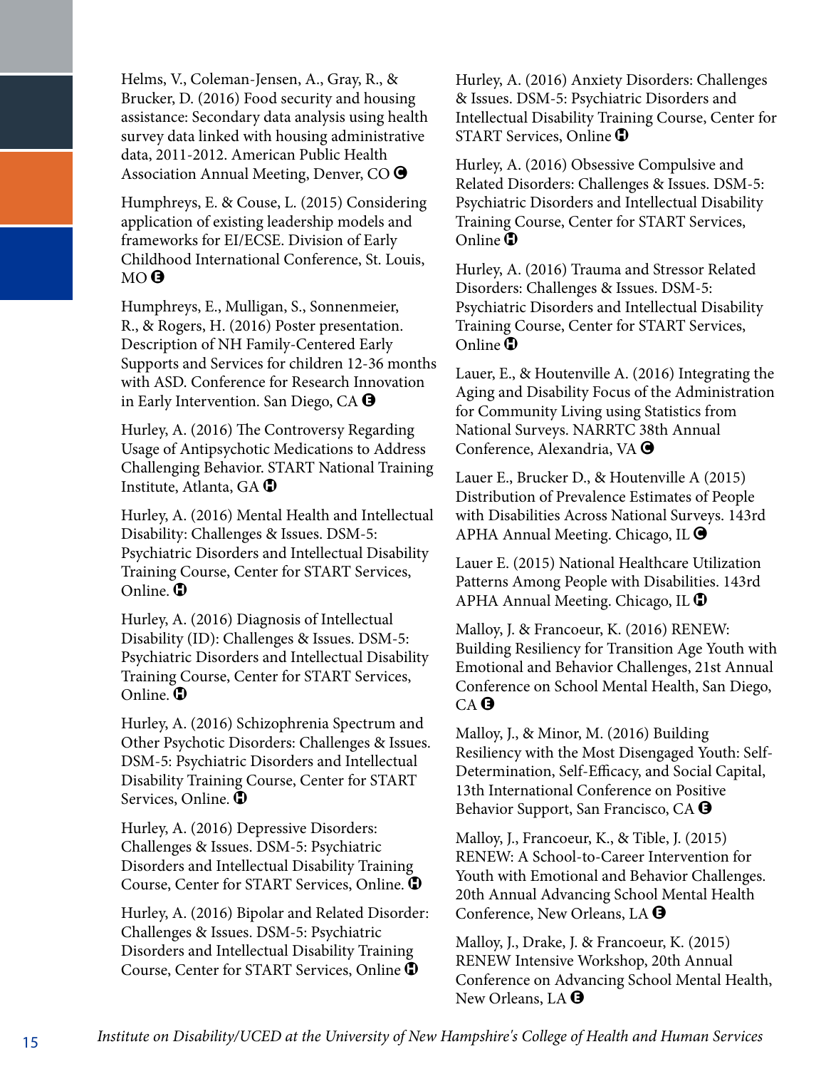Helms, V., Coleman-Jensen, A., Gray, R., & Brucker, D. (2016) Food security and housing assistance: Secondary data analysis using health survey data linked with housing administrative data, 2011-2012. American Public Health Association Annual Meeting, Denver, CO Ⓒ

Humphreys, E. & Couse, L. (2015) Considering application of existing leadership models and frameworks for EI/ECSE. Division of Early Childhood International Conference, St. Louis, MO Ⓔ

Humphreys, E., Mulligan, S., Sonnenmeier, R., & Rogers, H. (2016) Poster presentation. Description of NH Family-Centered Early Supports and Services for children 12-36 months with ASD. Conference for Research Innovation in Early Intervention. San Diego, CA Ⓔ

Hurley, A. (2016) The Controversy Regarding Usage of Antipsychotic Medications to Address Challenging Behavior. START National Training Institute, Atlanta, GA Ⓗ

Hurley, A. (2016) Mental Health and Intellectual Disability: Challenges & Issues. DSM-5: Psychiatric Disorders and Intellectual Disability Training Course, Center for START Services, Online. Ⓗ

Hurley, A. (2016) Diagnosis of Intellectual Disability (ID): Challenges & Issues. DSM-5: Psychiatric Disorders and Intellectual Disability Training Course, Center for START Services, Online. Ⓗ

Hurley, A. (2016) Schizophrenia Spectrum and Other Psychotic Disorders: Challenges & Issues. DSM-5: Psychiatric Disorders and Intellectual Disability Training Course, Center for START Services, Online. Ⓗ

Hurley, A. (2016) Depressive Disorders: Challenges & Issues. DSM-5: Psychiatric Disorders and Intellectual Disability Training Course, Center for START Services, Online. Ⓗ

Hurley, A. (2016) Bipolar and Related Disorder: Challenges & Issues. DSM-5: Psychiatric Disorders and Intellectual Disability Training Course, Center for START Services, Online Ⓗ

Hurley, A. (2016) Anxiety Disorders: Challenges & Issues. DSM-5: Psychiatric Disorders and Intellectual Disability Training Course, Center for START Services, Online Ⓗ

Hurley, A. (2016) Obsessive Compulsive and Related Disorders: Challenges & Issues. DSM-5: Psychiatric Disorders and Intellectual Disability Training Course, Center for START Services, Online Ⓗ

Hurley, A. (2016) Trauma and Stressor Related Disorders: Challenges & Issues. DSM-5: Psychiatric Disorders and Intellectual Disability Training Course, Center for START Services, Online Ⓗ

Lauer, E., & Houtenville A. (2016) Integrating the Aging and Disability Focus of the Administration for Community Living using Statistics from National Surveys. NARRTC 38th Annual Conference, Alexandria, VA Ⓒ

Lauer E., Brucker D., & Houtenville A (2015) Distribution of Prevalence Estimates of People with Disabilities Across National Surveys. 143rd APHA Annual Meeting. Chicago, IL Ⓒ

Lauer E. (2015) National Healthcare Utilization Patterns Among People with Disabilities. 143rd APHA Annual Meeting. Chicago, IL Ⓗ

Malloy, J. & Francoeur, K. (2016) RENEW: Building Resiliency for Transition Age Youth with Emotional and Behavior Challenges, 21st Annual Conference on School Mental Health, San Diego, CA Ⓔ

Malloy, J., & Minor, M. (2016) Building Resiliency with the Most Disengaged Youth: Self-Determination, Self-Efficacy, and Social Capital, 13th International Conference on Positive Behavior Support, San Francisco, CA Ⓔ

Malloy, J., Francoeur, K., & Tible, J. (2015) RENEW: A School-to-Career Intervention for Youth with Emotional and Behavior Challenges. 20th Annual Advancing School Mental Health Conference, New Orleans, LA Ⓔ

Malloy, J., Drake, J. & Francoeur, K. (2015) RENEW Intensive Workshop, 20th Annual Conference on Advancing School Mental Health, New Orleans, LA Ⓔ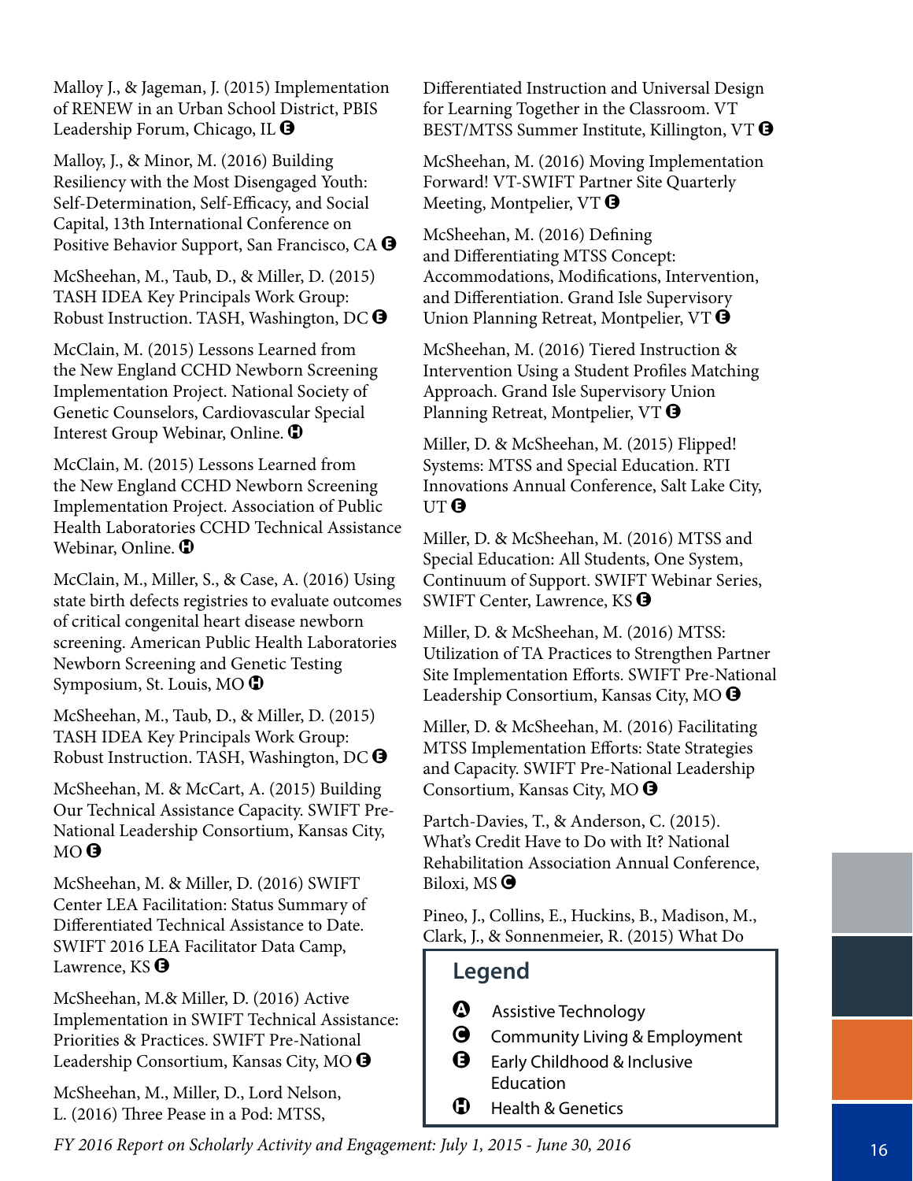Malloy J., & Jageman, J. (2015) Implementation of RENEW in an Urban School District, PBIS Leadership Forum, Chicago, IL Ⓔ

Malloy, J., & Minor, M. (2016) Building Resiliency with the Most Disengaged Youth: Self-Determination, Self-Efficacy, and Social Capital, 13th International Conference on Positive Behavior Support, San Francisco, CA Ⓔ

McSheehan, M., Taub, D., & Miller, D. (2015) TASH IDEA Key Principals Work Group: Robust Instruction. TASH, Washington, DC Ⓔ

McClain, M. (2015) Lessons Learned from the New England CCHD Newborn Screening Implementation Project. National Society of Genetic Counselors, Cardiovascular Special Interest Group Webinar, Online. Ⓗ

McClain, M. (2015) Lessons Learned from the New England CCHD Newborn Screening Implementation Project. Association of Public Health Laboratories CCHD Technical Assistance Webinar, Online. Ⓗ

McClain, M., Miller, S., & Case, A. (2016) Using state birth defects registries to evaluate outcomes of critical congenital heart disease newborn screening. American Public Health Laboratories Newborn Screening and Genetic Testing Symposium, St. Louis, MO Ⓗ

McSheehan, M., Taub, D., & Miller, D. (2015) TASH IDEA Key Principals Work Group: Robust Instruction. TASH, Washington, DC Ⓔ

McSheehan, M. & McCart, A. (2015) Building Our Technical Assistance Capacity. SWIFT Pre-National Leadership Consortium, Kansas City, MO Ⓔ

McSheehan, M. & Miller, D. (2016) SWIFT Center LEA Facilitation: Status Summary of Differentiated Technical Assistance to Date. SWIFT 2016 LEA Facilitator Data Camp, Lawrence, KS Ⓔ

McSheehan, M.& Miller, D. (2016) Active Implementation in SWIFT Technical Assistance: Priorities & Practices. SWIFT Pre-National Leadership Consortium, Kansas City, MO Ⓔ

McSheehan, M., Miller, D., Lord Nelson, L. (2016) Three Pease in a Pod: MTSS, Differentiated Instruction and Universal Design for Learning Together in the Classroom. VT BEST/MTSS Summer Institute, Killington, VT Ⓔ

McSheehan, M. (2016) Moving Implementation Forward! VT-SWIFT Partner Site Quarterly Meeting, Montpelier, VT Ⓔ

McSheehan, M. (2016) Defining and Differentiating MTSS Concept: Accommodations, Modifications, Intervention, and Differentiation. Grand Isle Supervisory Union Planning Retreat, Montpelier, VT Ⓔ

McSheehan, M. (2016) Tiered Instruction & Intervention Using a Student Profiles Matching Approach. Grand Isle Supervisory Union Planning Retreat, Montpelier, VT Ⓔ

Miller, D. & McSheehan, M. (2015) Flipped! Systems: MTSS and Special Education. RTI Innovations Annual Conference, Salt Lake City, UT Ⓔ

Miller, D. & McSheehan, M. (2016) MTSS and Special Education: All Students, One System, Continuum of Support. SWIFT Webinar Series, SWIFT Center, Lawrence, KS Ⓔ

Miller, D. & McSheehan, M. (2016) MTSS: Utilization of TA Practices to Strengthen Partner Site Implementation Efforts. SWIFT Pre-National Leadership Consortium, Kansas City, MO Ⓔ

Miller, D. & McSheehan, M. (2016) Facilitating MTSS Implementation Efforts: State Strategies and Capacity. SWIFT Pre-National Leadership Consortium, Kansas City, MO Ⓔ

Partch-Davies, T., & Anderson, C. (2015). What's Credit Have to Do with It? National Rehabilitation Association Annual Conference, Biloxi, MS Ⓒ

Pineo, J., Collins, E., Huckins, B., Madison, M., Clark, J., & Sonnenmeier, R. (2015) What Do

## Legend

- Ⓐ Assistive Technology
- Ⓒ Community Living & Employment
- Ⓔ Early Childhood & Inclusive Education
- Ⓗ Health & Genetics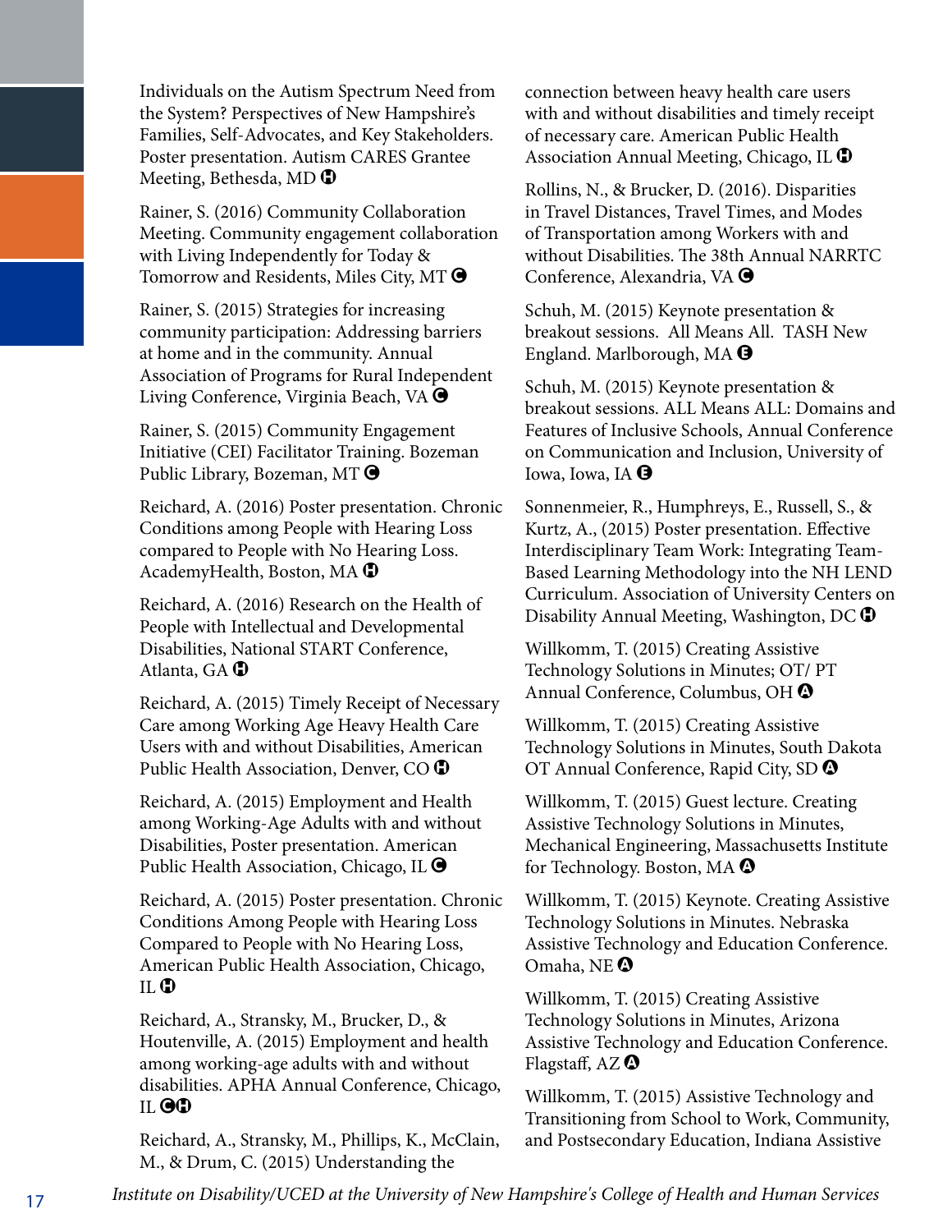Individuals on the Autism Spectrum Need from the System? Perspectives of New Hampshire's Families, Self-Advocates, and Key Stakeholders. Poster presentation. Autism CARES Grantee Meeting, Bethesda, MD Ⓗ

Rainer, S. (2016) Community Collaboration Meeting. Community engagement collaboration with Living Independently for Today & Tomorrow and Residents, Miles City, MT Ⓒ

Rainer, S. (2015) Strategies for increasing community participation: Addressing barriers at home and in the community. Annual Association of Programs for Rural Independent Living Conference, Virginia Beach, VA Ⓒ

Rainer, S. (2015) Community Engagement Initiative (CEI) Facilitator Training. Bozeman Public Library, Bozeman, MT Ⓒ

Reichard, A. (2016) Poster presentation. Chronic Conditions among People with Hearing Loss compared to People with No Hearing Loss. AcademyHealth, Boston, MA Ⓗ

Reichard, A. (2016) Research on the Health of People with Intellectual and Developmental Disabilities, National START Conference, Atlanta, GA Ⓗ

Reichard, A. (2015) Timely Receipt of Necessary Care among Working Age Heavy Health Care Users with and without Disabilities, American Public Health Association, Denver, CO Ⓗ

Reichard, A. (2015) Employment and Health among Working-Age Adults with and without Disabilities, Poster presentation. American Public Health Association, Chicago, IL Ⓒ

Reichard, A. (2015) Poster presentation. Chronic Conditions Among People with Hearing Loss Compared to People with No Hearing Loss, American Public Health Association, Chicago, IL Ⓗ

Reichard, A., Stransky, M., Brucker, D., & Houtenville, A. (2015) Employment and health among working-age adults with and without disabilities. APHA Annual Conference, Chicago, IL ⒸⒽ

Reichard, A., Stransky, M., Phillips, K., McClain, M., & Drum, C. (2015) Understanding the connection between heavy health care users with and without disabilities and timely receipt of necessary care. American Public Health Association Annual Meeting, Chicago, IL Ⓗ

Rollins, N., & Brucker, D. (2016). Disparities in Travel Distances, Travel Times, and Modes of Transportation among Workers with and without Disabilities. The 38th Annual NARRTC Conference, Alexandria, VA Ⓒ

Schuh, M. (2015) Keynote presentation & breakout sessions. All Means All. TASH New England. Marlborough, MA Ⓔ

Schuh, M. (2015) Keynote presentation & breakout sessions. ALL Means ALL: Domains and Features of Inclusive Schools, Annual Conference on Communication and Inclusion, University of Iowa, Iowa, IA Ⓔ

Sonnenmeier, R., Humphreys, E., Russell, S., & Kurtz, A., (2015) Poster presentation. Effective Interdisciplinary Team Work: Integrating Team-Based Learning Methodology into the NH LEND Curriculum. Association of University Centers on Disability Annual Meeting, Washington, DC Ⓗ

Willkomm, T. (2015) Creating Assistive Technology Solutions in Minutes; OT/ PT Annual Conference, Columbus, OH Ⓐ

Willkomm, T. (2015) Creating Assistive Technology Solutions in Minutes, South Dakota OT Annual Conference, Rapid City, SD Ⓐ

Willkomm, T. (2015) Guest lecture. Creating Assistive Technology Solutions in Minutes, Mechanical Engineering, Massachusetts Institute for Technology. Boston, MA Ⓐ

Willkomm, T. (2015) Keynote. Creating Assistive Technology Solutions in Minutes. Nebraska Assistive Technology and Education Conference. Omaha, NE Ⓐ

Willkomm, T. (2015) Creating Assistive Technology Solutions in Minutes, Arizona Assistive Technology and Education Conference. Flagstaff, AZ Ⓐ

Willkomm, T. (2015) Assistive Technology and Transitioning from School to Work, Community, and Postsecondary Education, Indiana Assistive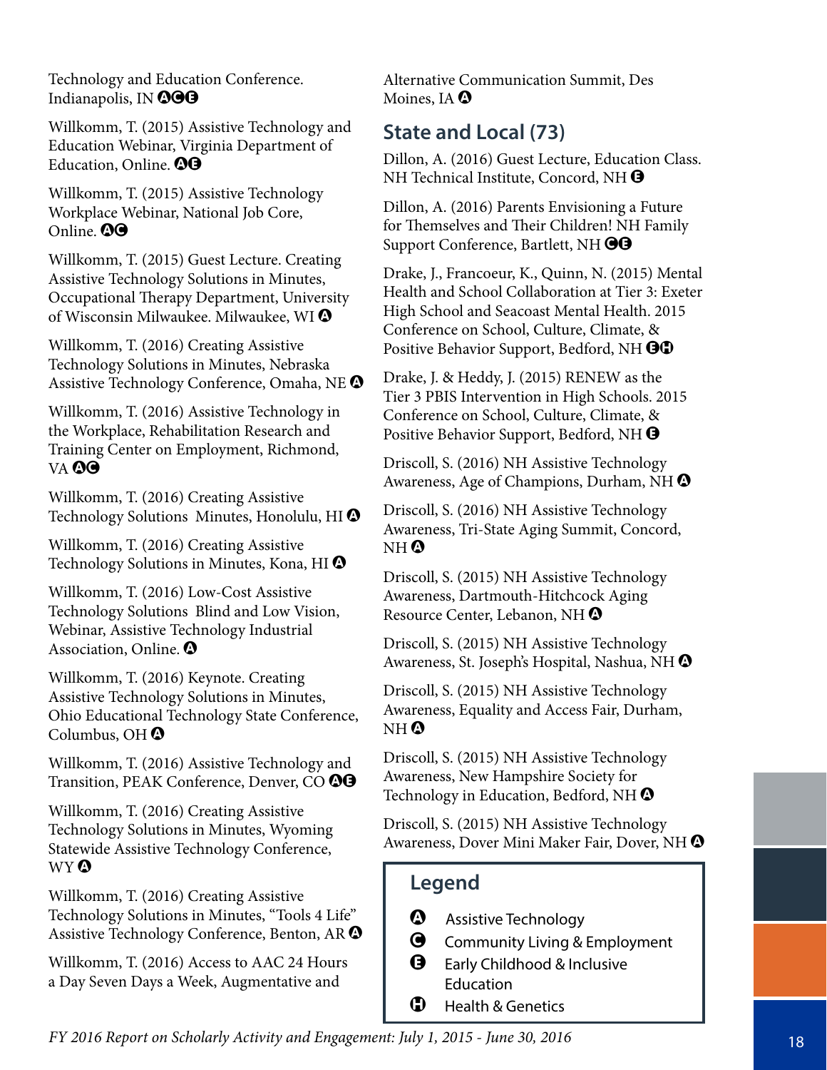Technology and Education Conference. Indianapolis, IN ACE

Willkomm, T. (2015) Assistive Technology and Education Webinar, Virginia Department of Education, Online. AE

Willkomm, T. (2015) Assistive Technology Workplace Webinar, National Job Core, Online. AC

Willkomm, T. (2015) Guest Lecture. Creating Assistive Technology Solutions in Minutes, Occupational Therapy Department, University of Wisconsin Milwaukee. Milwaukee, WI A

Willkomm, T. (2016) Creating Assistive Technology Solutions in Minutes, Nebraska Assistive Technology Conference, Omaha, NE A

Willkomm, T. (2016) Assistive Technology in the Workplace, Rehabilitation Research and Training Center on Employment, Richmond, VA AC

Willkomm, T. (2016) Creating Assistive Technology Solutions  Minutes, Honolulu, HI A

Willkomm, T. (2016) Creating Assistive Technology Solutions in Minutes, Kona, HI A

Willkomm, T. (2016) Low-Cost Assistive Technology Solutions  Blind and Low Vision, Webinar, Assistive Technology Industrial Association, Online. A

Willkomm, T. (2016) Keynote. Creating Assistive Technology Solutions in Minutes, Ohio Educational Technology State Conference, Columbus, OH A

Willkomm, T. (2016) Assistive Technology and Transition, PEAK Conference, Denver, CO AE

Willkomm, T. (2016) Creating Assistive Technology Solutions in Minutes, Wyoming Statewide Assistive Technology Conference, WY A

Willkomm, T. (2016) Creating Assistive Technology Solutions in Minutes, "Tools 4 Life" Assistive Technology Conference, Benton, AR A

Willkomm, T. (2016) Access to AAC 24 Hours a Day Seven Days a Week, Augmentative and Alternative Communication Summit, Des Moines, IA A

## State and Local (73)

Dillon, A. (2016) Guest Lecture, Education Class. NH Technical Institute, Concord, NH E

Dillon, A. (2016) Parents Envisioning a Future for Themselves and Their Children! NH Family Support Conference, Bartlett, NH CE

Drake, J., Francoeur, K., Quinn, N. (2015) Mental Health and School Collaboration at Tier 3: Exeter High School and Seacoast Mental Health. 2015 Conference on School, Culture, Climate, & Positive Behavior Support, Bedford, NH EH

Drake, J. & Heddy, J. (2015) RENEW as the Tier 3 PBIS Intervention in High Schools. 2015 Conference on School, Culture, Climate, & Positive Behavior Support, Bedford, NH E

Driscoll, S. (2016) NH Assistive Technology Awareness, Age of Champions, Durham, NH A

Driscoll, S. (2016) NH Assistive Technology Awareness, Tri-State Aging Summit, Concord, NH A

Driscoll, S. (2015) NH Assistive Technology Awareness, Dartmouth-Hitchcock Aging Resource Center, Lebanon, NH A

Driscoll, S. (2015) NH Assistive Technology Awareness, St. Joseph's Hospital, Nashua, NH A

Driscoll, S. (2015) NH Assistive Technology Awareness, Equality and Access Fair, Durham, NH A

Driscoll, S. (2015) NH Assistive Technology Awareness, New Hampshire Society for Technology in Education, Bedford, NH A

Driscoll, S. (2015) NH Assistive Technology Awareness, Dover Mini Maker Fair, Dover, NH A

### Legend

- A Assistive Technology
- C Community Living & Employment
- E Early Childhood & Inclusive Education
- H Health & Genetics

*FY 2016 Report on Scholarly Activity and Engagement: July 1, 2015 - June 30, 2016*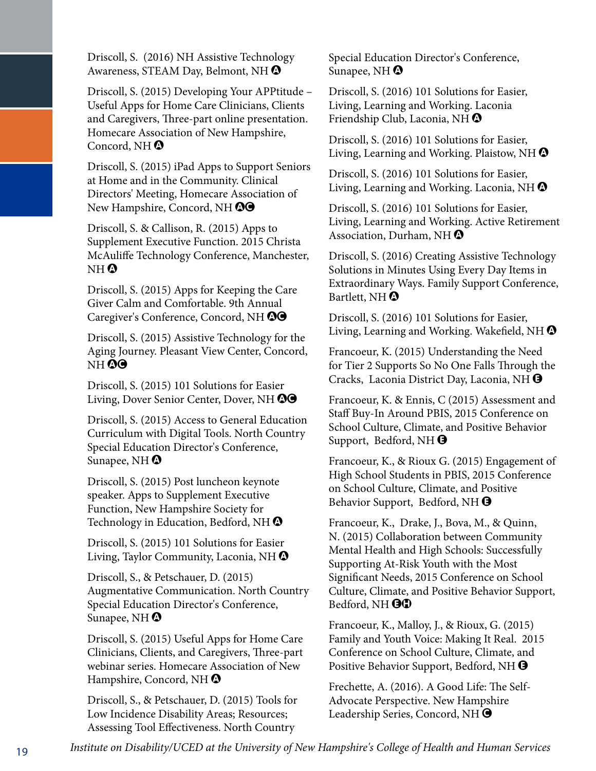Driscoll, S.  (2016) NH Assistive Technology Awareness, STEAM Day, Belmont, NH Ⓐ

Driscoll, S. (2015) Developing Your APPtitude – Useful Apps for Home Care Clinicians, Clients and Caregivers, Three-part online presentation. Homecare Association of New Hampshire, Concord, NH Ⓐ

Driscoll, S. (2015) iPad Apps to Support Seniors at Home and in the Community. Clinical Directors' Meeting, Homecare Association of New Hampshire, Concord, NH ⒶⒸ

Driscoll, S. & Callison, R. (2015) Apps to Supplement Executive Function. 2015 Christa McAuliffe Technology Conference, Manchester, NH Ⓐ

Driscoll, S. (2015) Apps for Keeping the Care Giver Calm and Comfortable. 9th Annual Caregiver's Conference, Concord, NH ⒶⒸ

Driscoll, S. (2015) Assistive Technology for the Aging Journey. Pleasant View Center, Concord, NH ⒶⒸ

Driscoll, S. (2015) 101 Solutions for Easier Living, Dover Senior Center, Dover, NH ⒶⒸ

Driscoll, S. (2015) Access to General Education Curriculum with Digital Tools. North Country Special Education Director's Conference, Sunapee, NH Ⓐ

Driscoll, S. (2015) Post luncheon keynote speaker. Apps to Supplement Executive Function, New Hampshire Society for Technology in Education, Bedford, NH Ⓐ

Driscoll, S. (2015) 101 Solutions for Easier Living, Taylor Community, Laconia, NH Ⓐ

Driscoll, S., & Petschauer, D. (2015) Augmentative Communication. North Country Special Education Director's Conference, Sunapee, NH Ⓐ

Driscoll, S. (2015) Useful Apps for Home Care Clinicians, Clients, and Caregivers, Three-part webinar series. Homecare Association of New Hampshire, Concord, NH Ⓐ

Driscoll, S., & Petschauer, D. (2015) Tools for Low Incidence Disability Areas; Resources; Assessing Tool Effectiveness. North Country Special Education Director's Conference, Sunapee, NH Ⓐ

Driscoll, S. (2016) 101 Solutions for Easier, Living, Learning and Working. Laconia Friendship Club, Laconia, NH Ⓐ

Driscoll, S. (2016) 101 Solutions for Easier, Living, Learning and Working. Plaistow, NH Ⓐ

Driscoll, S. (2016) 101 Solutions for Easier, Living, Learning and Working. Laconia, NH Ⓐ

Driscoll, S. (2016) 101 Solutions for Easier, Living, Learning and Working. Active Retirement Association, Durham, NH Ⓐ

Driscoll, S. (2016) Creating Assistive Technology Solutions in Minutes Using Every Day Items in Extraordinary Ways. Family Support Conference, Bartlett, NH Ⓐ

Driscoll, S. (2016) 101 Solutions for Easier, Living, Learning and Working. Wakefield, NH Ⓐ

Francoeur, K. (2015) Understanding the Need for Tier 2 Supports So No One Falls Through the Cracks,  Laconia District Day, Laconia, NH Ⓔ

Francoeur, K. & Ennis, C (2015) Assessment and Staff Buy-In Around PBIS, 2015 Conference on School Culture, Climate, and Positive Behavior Support,  Bedford, NH Ⓔ

Francoeur, K., & Rioux G. (2015) Engagement of High School Students in PBIS, 2015 Conference on School Culture, Climate, and Positive Behavior Support,  Bedford, NH Ⓔ

Francoeur, K.,  Drake, J., Bova, M., & Quinn, N. (2015) Collaboration between Community Mental Health and High Schools: Successfully Supporting At-Risk Youth with the Most Significant Needs, 2015 Conference on School Culture, Climate, and Positive Behavior Support, Bedford, NH ⒺⒽ

Francoeur, K., Malloy, J., & Rioux, G. (2015) Family and Youth Voice: Making It Real.  2015 Conference on School Culture, Climate, and Positive Behavior Support, Bedford, NH Ⓔ

Frechette, A. (2016). A Good Life: The Self-Advocate Perspective. New Hampshire Leadership Series, Concord, NH Ⓒ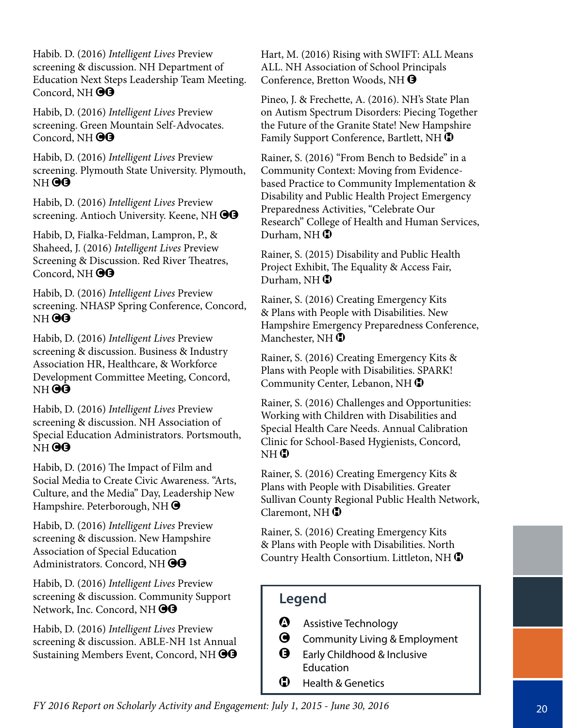Habib. D. (2016) *Intelligent Lives* Preview screening & discussion. NH Department of Education Next Steps Leadership Team Meeting. Concord, NH **CE**

Habib, D. (2016) *Intelligent Lives* Preview screening. Green Mountain Self-Advocates. Concord, NH **CE**

Habib, D. (2016) *Intelligent Lives* Preview screening. Plymouth State University. Plymouth, NH **CE**

Habib, D. (2016) *Intelligent Lives* Preview screening. Antioch University. Keene, NH **CE**

Habib, D, Fialka-Feldman, Lampron, P., & Shaheed, J. (2016) *Intelligent Lives* Preview Screening & Discussion. Red River Theatres, Concord, NH **CE**

Habib, D. (2016) *Intelligent Lives* Preview screening. NHASP Spring Conference, Concord, NH **CE**

Habib, D. (2016) *Intelligent Lives* Preview screening & discussion. Business & Industry Association HR, Healthcare, & Workforce Development Committee Meeting, Concord, NH **CE**

Habib, D. (2016) *Intelligent Lives* Preview screening & discussion. NH Association of Special Education Administrators. Portsmouth, NH **CE**

Habib, D. (2016) The Impact of Film and Social Media to Create Civic Awareness. "Arts, Culture, and the Media" Day, Leadership New Hampshire. Peterborough, NH **C**

Habib, D. (2016) *Intelligent Lives* Preview screening & discussion. New Hampshire Association of Special Education Administrators. Concord, NH **CE**

Habib, D. (2016) *Intelligent Lives* Preview screening & discussion. Community Support Network, Inc. Concord, NH **CE**

Habib, D. (2016) *Intelligent Lives* Preview screening & discussion. ABLE-NH 1st Annual Sustaining Members Event, Concord, NH **CE**

Hart, M. (2016) Rising with SWIFT: ALL Means ALL. NH Association of School Principals Conference, Bretton Woods, NH **E**

Pineo, J. & Frechette, A. (2016). NH's State Plan on Autism Spectrum Disorders: Piecing Together the Future of the Granite State! New Hampshire Family Support Conference, Bartlett, NH **H**

Rainer, S. (2016) "From Bench to Bedside" in a Community Context: Moving from Evidence-based Practice to Community Implementation & Disability and Public Health Project Emergency Preparedness Activities, "Celebrate Our Research" College of Health and Human Services, Durham, NH **H**

Rainer, S. (2015) Disability and Public Health Project Exhibit, The Equality & Access Fair, Durham, NH **H**

Rainer, S. (2016) Creating Emergency Kits & Plans with People with Disabilities. New Hampshire Emergency Preparedness Conference, Manchester, NH **H**

Rainer, S. (2016) Creating Emergency Kits & Plans with People with Disabilities. SPARK! Community Center, Lebanon, NH **H**

Rainer, S. (2016) Challenges and Opportunities: Working with Children with Disabilities and Special Health Care Needs. Annual Calibration Clinic for School-Based Hygienists, Concord, NH **H**

Rainer, S. (2016) Creating Emergency Kits & Plans with People with Disabilities. Greater Sullivan County Regional Public Health Network, Claremont, NH **H**

Rainer, S. (2016) Creating Emergency Kits & Plans with People with Disabilities. North Country Health Consortium. Littleton, NH **H**

## Legend

- **A** Assistive Technology
- **C** Community Living & Employment
- **E** Early Childhood & Inclusive Education
- **H** Health & Genetics

*FY 2016 Report on Scholarly Activity and Engagement: July 1, 2015 - June 30, 2016*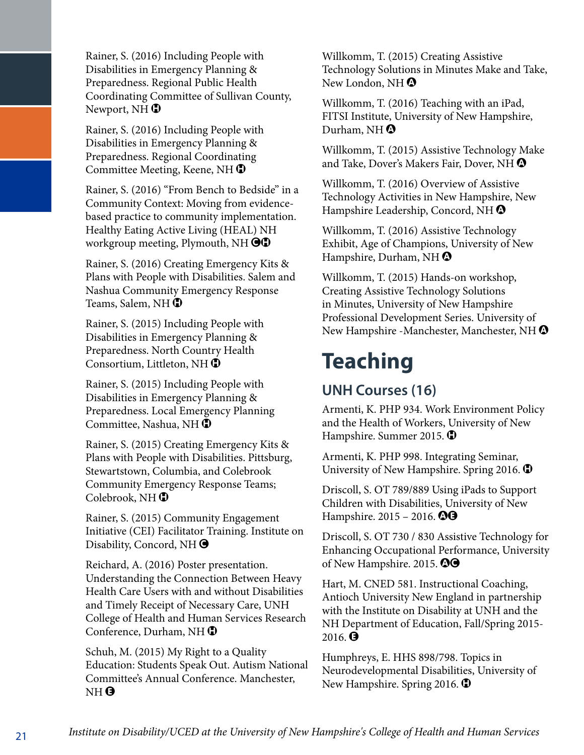Rainer, S. (2016) Including People with Disabilities in Emergency Planning & Preparedness. Regional Public Health Coordinating Committee of Sullivan County, Newport, NH Ⓗ

Rainer, S. (2016) Including People with Disabilities in Emergency Planning & Preparedness. Regional Coordinating Committee Meeting, Keene, NH Ⓗ

Rainer, S. (2016) "From Bench to Bedside" in a Community Context: Moving from evidence-based practice to community implementation. Healthy Eating Active Living (HEAL) NH workgroup meeting, Plymouth, NH ⒸⒽ

Rainer, S. (2016) Creating Emergency Kits & Plans with People with Disabilities. Salem and Nashua Community Emergency Response Teams, Salem, NH Ⓗ

Rainer, S. (2015) Including People with Disabilities in Emergency Planning & Preparedness. North Country Health Consortium, Littleton, NH Ⓗ

Rainer, S. (2015) Including People with Disabilities in Emergency Planning & Preparedness. Local Emergency Planning Committee, Nashua, NH Ⓗ

Rainer, S. (2015) Creating Emergency Kits & Plans with People with Disabilities. Pittsburg, Stewartstown, Columbia, and Colebrook Community Emergency Response Teams; Colebrook, NH Ⓗ

Rainer, S. (2015) Community Engagement Initiative (CEI) Facilitator Training. Institute on Disability, Concord, NH Ⓒ

Reichard, A. (2016) Poster presentation. Understanding the Connection Between Heavy Health Care Users with and without Disabilities and Timely Receipt of Necessary Care, UNH College of Health and Human Services Research Conference, Durham, NH Ⓗ

Schuh, M. (2015) My Right to a Quality Education: Students Speak Out. Autism National Committee's Annual Conference. Manchester, NH Ⓔ

Willkomm, T. (2015) Creating Assistive Technology Solutions in Minutes Make and Take, New London, NH Ⓐ

Willkomm, T. (2016) Teaching with an iPad, FITSI Institute, University of New Hampshire, Durham, NH Ⓐ

Willkomm, T. (2015) Assistive Technology Make and Take, Dover's Makers Fair, Dover, NH Ⓐ

Willkomm, T. (2016) Overview of Assistive Technology Activities in New Hampshire, New Hampshire Leadership, Concord, NH Ⓐ

Willkomm, T. (2016) Assistive Technology Exhibit, Age of Champions, University of New Hampshire, Durham, NH Ⓐ

Willkomm, T. (2015) Hands-on workshop, Creating Assistive Technology Solutions in Minutes, University of New Hampshire Professional Development Series. University of New Hampshire -Manchester, Manchester, NH Ⓐ

# Teaching

## UNH Courses (16)

Armenti, K. PHP 934. Work Environment Policy and the Health of Workers, University of New Hampshire. Summer 2015. Ⓗ

Armenti, K. PHP 998. Integrating Seminar, University of New Hampshire. Spring 2016. Ⓗ

Driscoll, S. OT 789/889 Using iPads to Support Children with Disabilities, University of New Hampshire. 2015 – 2016. ⒶⒺ

Driscoll, S. OT 730 / 830 Assistive Technology for Enhancing Occupational Performance, University of New Hampshire. 2015. ⒶⒸ

Hart, M. CNED 581. Instructional Coaching, Antioch University New England in partnership with the Institute on Disability at UNH and the NH Department of Education, Fall/Spring 2015-2016. Ⓔ

Humphreys, E. HHS 898/798. Topics in Neurodevelopmental Disabilities, University of New Hampshire. Spring 2016. Ⓗ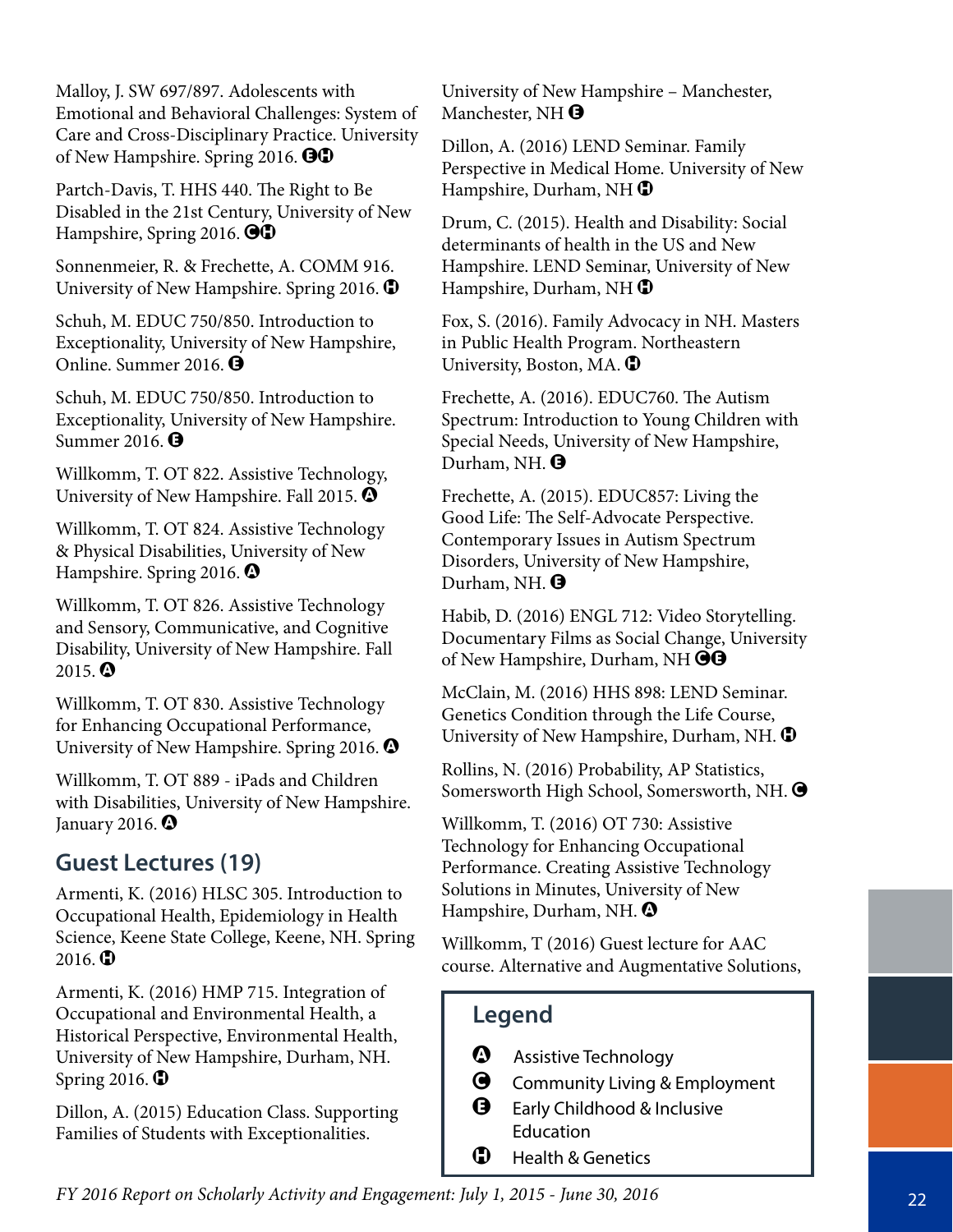Malloy, J. SW 697/897. Adolescents with Emotional and Behavioral Challenges: System of Care and Cross-Disciplinary Practice. University of New Hampshire. Spring 2016. Ⓔ Ⓗ

Partch-Davis, T. HHS 440. The Right to Be Disabled in the 21st Century, University of New Hampshire, Spring 2016. Ⓒ Ⓗ

Sonnenmeier, R. & Frechette, A. COMM 916. University of New Hampshire. Spring 2016. Ⓗ

Schuh, M. EDUC 750/850. Introduction to Exceptionality, University of New Hampshire, Online. Summer 2016. Ⓔ

Schuh, M. EDUC 750/850. Introduction to Exceptionality, University of New Hampshire. Summer 2016. Ⓔ

Willkomm, T. OT 822. Assistive Technology, University of New Hampshire. Fall 2015. Ⓐ

Willkomm, T. OT 824. Assistive Technology & Physical Disabilities, University of New Hampshire. Spring 2016. Ⓐ

Willkomm, T. OT 826. Assistive Technology and Sensory, Communicative, and Cognitive Disability, University of New Hampshire. Fall 2015. Ⓐ

Willkomm, T. OT 830. Assistive Technology for Enhancing Occupational Performance, University of New Hampshire. Spring 2016. Ⓐ

Willkomm, T. OT 889 - iPads and Children with Disabilities, University of New Hampshire. January 2016. Ⓐ

## Guest Lectures (19)

Armenti, K. (2016) HLSC 305. Introduction to Occupational Health, Epidemiology in Health Science, Keene State College, Keene, NH. Spring 2016. Ⓗ

Armenti, K. (2016) HMP 715. Integration of Occupational and Environmental Health, a Historical Perspective, Environmental Health, University of New Hampshire, Durham, NH. Spring 2016. Ⓗ

Dillon, A. (2015) Education Class. Supporting Families of Students with Exceptionalities. University of New Hampshire – Manchester, Manchester, NH Ⓔ

Dillon, A. (2016) LEND Seminar. Family Perspective in Medical Home. University of New Hampshire, Durham, NH Ⓗ

Drum, C. (2015). Health and Disability: Social determinants of health in the US and New Hampshire. LEND Seminar, University of New Hampshire, Durham, NH Ⓗ

Fox, S. (2016). Family Advocacy in NH. Masters in Public Health Program. Northeastern University, Boston, MA. Ⓗ

Frechette, A. (2016). EDUC760. The Autism Spectrum: Introduction to Young Children with Special Needs, University of New Hampshire, Durham, NH. Ⓔ

Frechette, A. (2015). EDUC857: Living the Good Life: The Self-Advocate Perspective. Contemporary Issues in Autism Spectrum Disorders, University of New Hampshire, Durham, NH. Ⓔ

Habib, D. (2016) ENGL 712: Video Storytelling. Documentary Films as Social Change, University of New Hampshire, Durham, NH Ⓒ Ⓔ

McClain, M. (2016) HHS 898: LEND Seminar. Genetics Condition through the Life Course, University of New Hampshire, Durham, NH. Ⓗ

Rollins, N. (2016) Probability, AP Statistics, Somersworth High School, Somersworth, NH. Ⓒ

Willkomm, T. (2016) OT 730: Assistive Technology for Enhancing Occupational Performance. Creating Assistive Technology Solutions in Minutes, University of New Hampshire, Durham, NH. Ⓐ

Willkomm, T (2016) Guest lecture for AAC course. Alternative and Augmentative Solutions,

### Legend

- Ⓐ Assistive Technology
- Ⓒ Community Living & Employment
- Ⓔ Early Childhood & Inclusive Education
- Ⓗ Health & Genetics

*FY 2016 Report on Scholarly Activity and Engagement: July 1, 2015 - June 30, 2016*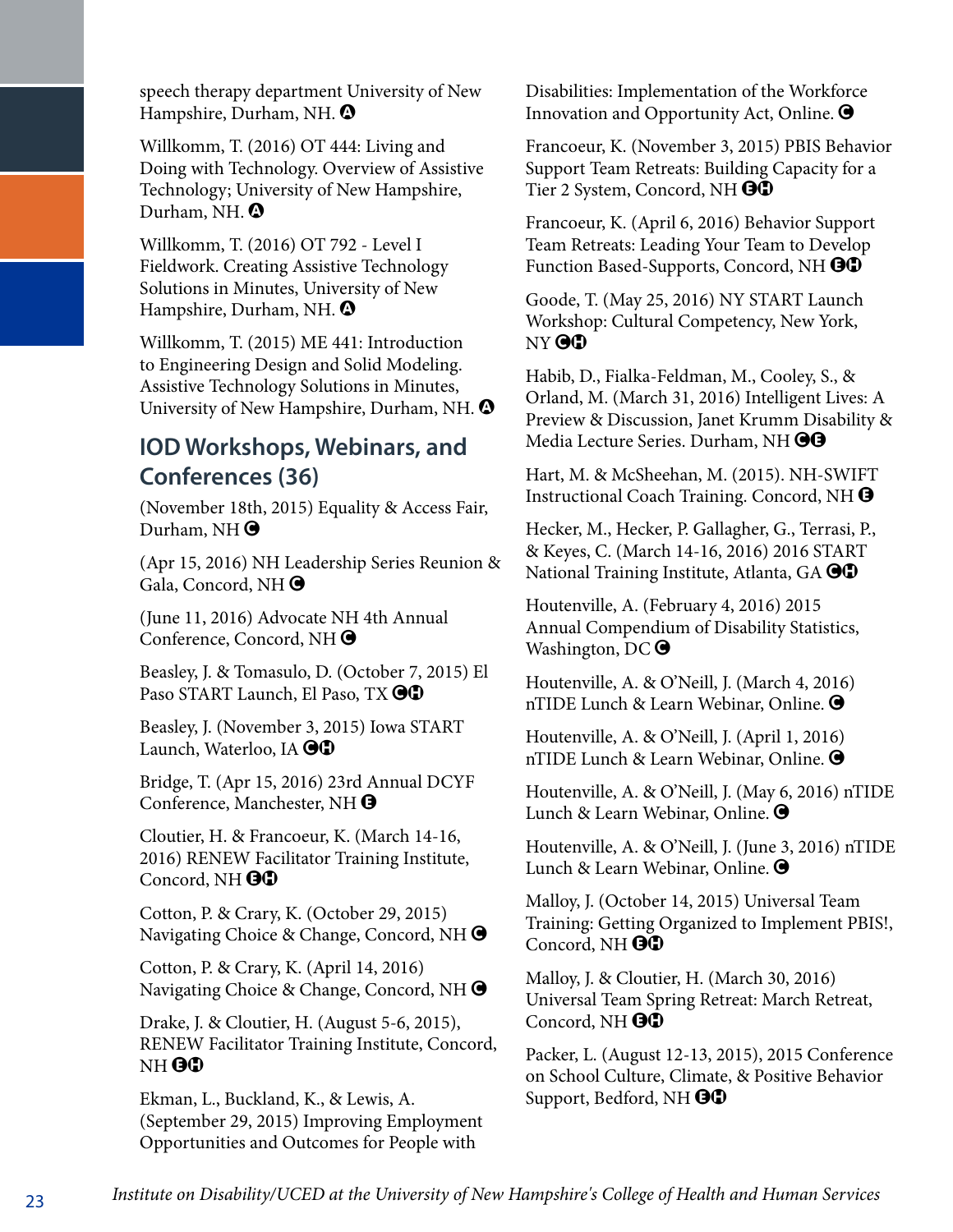speech therapy department University of New Hampshire, Durham, NH. Ⓐ

Willkomm, T. (2016) OT 444: Living and Doing with Technology. Overview of Assistive Technology; University of New Hampshire, Durham, NH. Ⓐ

Willkomm, T. (2016) OT 792 - Level I Fieldwork. Creating Assistive Technology Solutions in Minutes, University of New Hampshire, Durham, NH. Ⓐ

Willkomm, T. (2015) ME 441: Introduction to Engineering Design and Solid Modeling. Assistive Technology Solutions in Minutes, University of New Hampshire, Durham, NH. Ⓐ

## IOD Workshops, Webinars, and Conferences (36)

(November 18th, 2015) Equality & Access Fair, Durham, NH Ⓒ

(Apr 15, 2016) NH Leadership Series Reunion & Gala, Concord, NH Ⓒ

(June 11, 2016) Advocate NH 4th Annual Conference, Concord, NH Ⓒ

Beasley, J. & Tomasulo, D. (October 7, 2015) El Paso START Launch, El Paso, TX ⒸⒽ

Beasley, J. (November 3, 2015) Iowa START Launch, Waterloo, IA ⒸⒽ

Bridge, T. (Apr 15, 2016) 23rd Annual DCYF Conference, Manchester, NH Ⓔ

Cloutier, H. & Francoeur, K. (March 14-16, 2016) RENEW Facilitator Training Institute, Concord, NH ⒺⒽ

Cotton, P. & Crary, K. (October 29, 2015) Navigating Choice & Change, Concord, NH Ⓒ

Cotton, P. & Crary, K. (April 14, 2016) Navigating Choice & Change, Concord, NH Ⓒ

Drake, J. & Cloutier, H. (August 5-6, 2015), RENEW Facilitator Training Institute, Concord, NH ⒺⒽ

Ekman, L., Buckland, K., & Lewis, A. (September 29, 2015) Improving Employment Opportunities and Outcomes for People with Disabilities: Implementation of the Workforce Innovation and Opportunity Act, Online. Ⓒ

Francoeur, K. (November 3, 2015) PBIS Behavior Support Team Retreats: Building Capacity for a Tier 2 System, Concord, NH ⒺⒽ

Francoeur, K. (April 6, 2016) Behavior Support Team Retreats: Leading Your Team to Develop Function Based-Supports, Concord, NH ⒺⒽ

Goode, T. (May 25, 2016) NY START Launch Workshop: Cultural Competency, New York, NY ⒸⒽ

Habib, D., Fialka-Feldman, M., Cooley, S., & Orland, M. (March 31, 2016) Intelligent Lives: A Preview & Discussion, Janet Krumm Disability & Media Lecture Series. Durham, NH ⒸⒺ

Hart, M. & McSheehan, M. (2015). NH-SWIFT Instructional Coach Training. Concord, NH Ⓔ

Hecker, M., Hecker, P. Gallagher, G., Terrasi, P., & Keyes, C. (March 14-16, 2016) 2016 START National Training Institute, Atlanta, GA ⒸⒽ

Houtenville, A. (February 4, 2016) 2015 Annual Compendium of Disability Statistics, Washington, DC Ⓒ

Houtenville, A. & O'Neill, J. (March 4, 2016) nTIDE Lunch & Learn Webinar, Online. Ⓒ

Houtenville, A. & O'Neill, J. (April 1, 2016) nTIDE Lunch & Learn Webinar, Online. Ⓒ

Houtenville, A. & O'Neill, J. (May 6, 2016) nTIDE Lunch & Learn Webinar, Online. Ⓒ

Houtenville, A. & O'Neill, J. (June 3, 2016) nTIDE Lunch & Learn Webinar, Online. Ⓒ

Malloy, J. (October 14, 2015) Universal Team Training: Getting Organized to Implement PBIS!, Concord, NH ⒺⒽ

Malloy, J. & Cloutier, H. (March 30, 2016) Universal Team Spring Retreat: March Retreat, Concord, NH ⒺⒽ

Packer, L. (August 12-13, 2015), 2015 Conference on School Culture, Climate, & Positive Behavior Support, Bedford, NH ⒺⒽ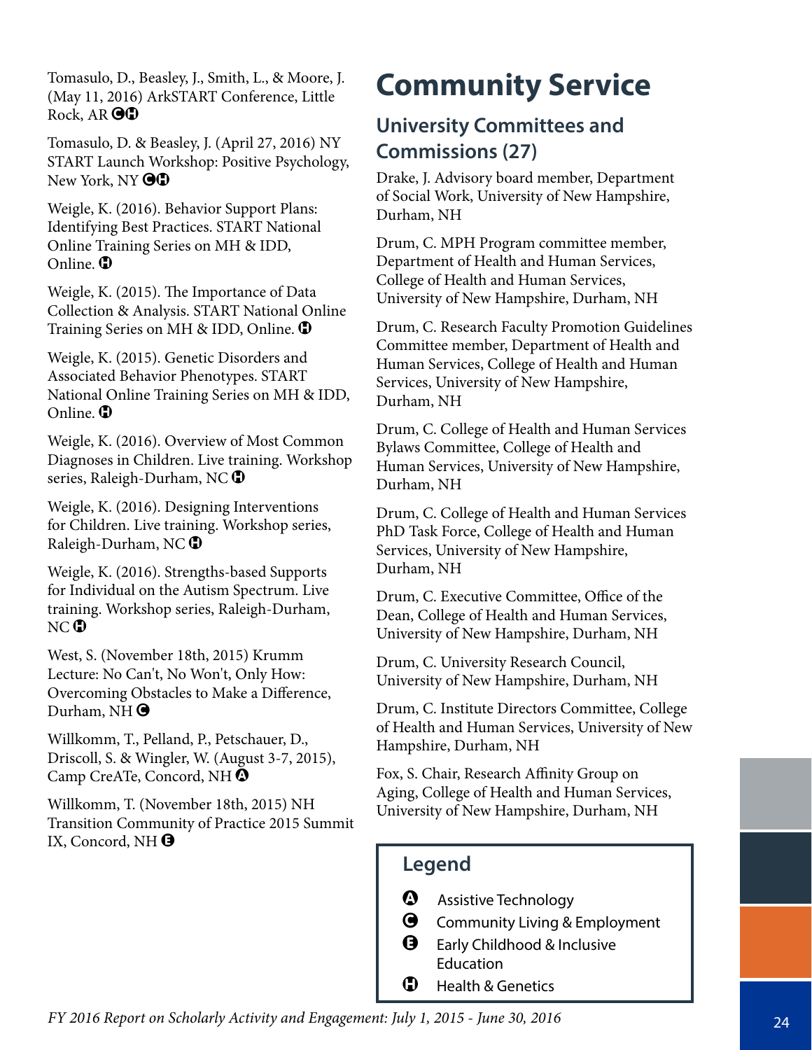Tomasulo, D., Beasley, J., Smith, L., & Moore, J. (May 11, 2016) ArkSTART Conference, Little Rock, AR Ⓒ Ⓗ

Tomasulo, D. & Beasley, J. (April 27, 2016) NY START Launch Workshop: Positive Psychology, New York, NY Ⓒ Ⓗ

Weigle, K. (2016). Behavior Support Plans: Identifying Best Practices. START National Online Training Series on MH & IDD, Online. Ⓗ

Weigle, K. (2015). The Importance of Data Collection & Analysis. START National Online Training Series on MH & IDD, Online. Ⓗ

Weigle, K. (2015). Genetic Disorders and Associated Behavior Phenotypes. START National Online Training Series on MH & IDD, Online. Ⓗ

Weigle, K. (2016). Overview of Most Common Diagnoses in Children. Live training. Workshop series, Raleigh-Durham, NC Ⓗ

Weigle, K. (2016). Designing Interventions for Children. Live training. Workshop series, Raleigh-Durham, NC Ⓗ

Weigle, K. (2016). Strengths-based Supports for Individual on the Autism Spectrum. Live training. Workshop series, Raleigh-Durham, NC Ⓗ

West, S. (November 18th, 2015) Krumm Lecture: No Can't, No Won't, Only How: Overcoming Obstacles to Make a Difference, Durham, NH Ⓒ

Willkomm, T., Pelland, P., Petschauer, D., Driscoll, S. & Wingler, W. (August 3-7, 2015), Camp CreATe, Concord, NH Ⓐ

Willkomm, T. (November 18th, 2015) NH Transition Community of Practice 2015 Summit IX, Concord, NH Ⓔ

# Community Service

## University Committees and Commissions (27)

Drake, J. Advisory board member, Department of Social Work, University of New Hampshire, Durham, NH

Drum, C. MPH Program committee member, Department of Health and Human Services, College of Health and Human Services, University of New Hampshire, Durham, NH

Drum, C. Research Faculty Promotion Guidelines Committee member, Department of Health and Human Services, College of Health and Human Services, University of New Hampshire, Durham, NH

Drum, C. College of Health and Human Services Bylaws Committee, College of Health and Human Services, University of New Hampshire, Durham, NH

Drum, C. College of Health and Human Services PhD Task Force, College of Health and Human Services, University of New Hampshire, Durham, NH

Drum, C. Executive Committee, Office of the Dean, College of Health and Human Services, University of New Hampshire, Durham, NH

Drum, C. University Research Council, University of New Hampshire, Durham, NH

Drum, C. Institute Directors Committee, College of Health and Human Services, University of New Hampshire, Durham, NH

Fox, S. Chair, Research Affinity Group on Aging, College of Health and Human Services, University of New Hampshire, Durham, NH

### Legend

- Ⓐ Assistive Technology
- Ⓒ Community Living & Employment
- Ⓔ Early Childhood & Inclusive Education
- Ⓗ Health & Genetics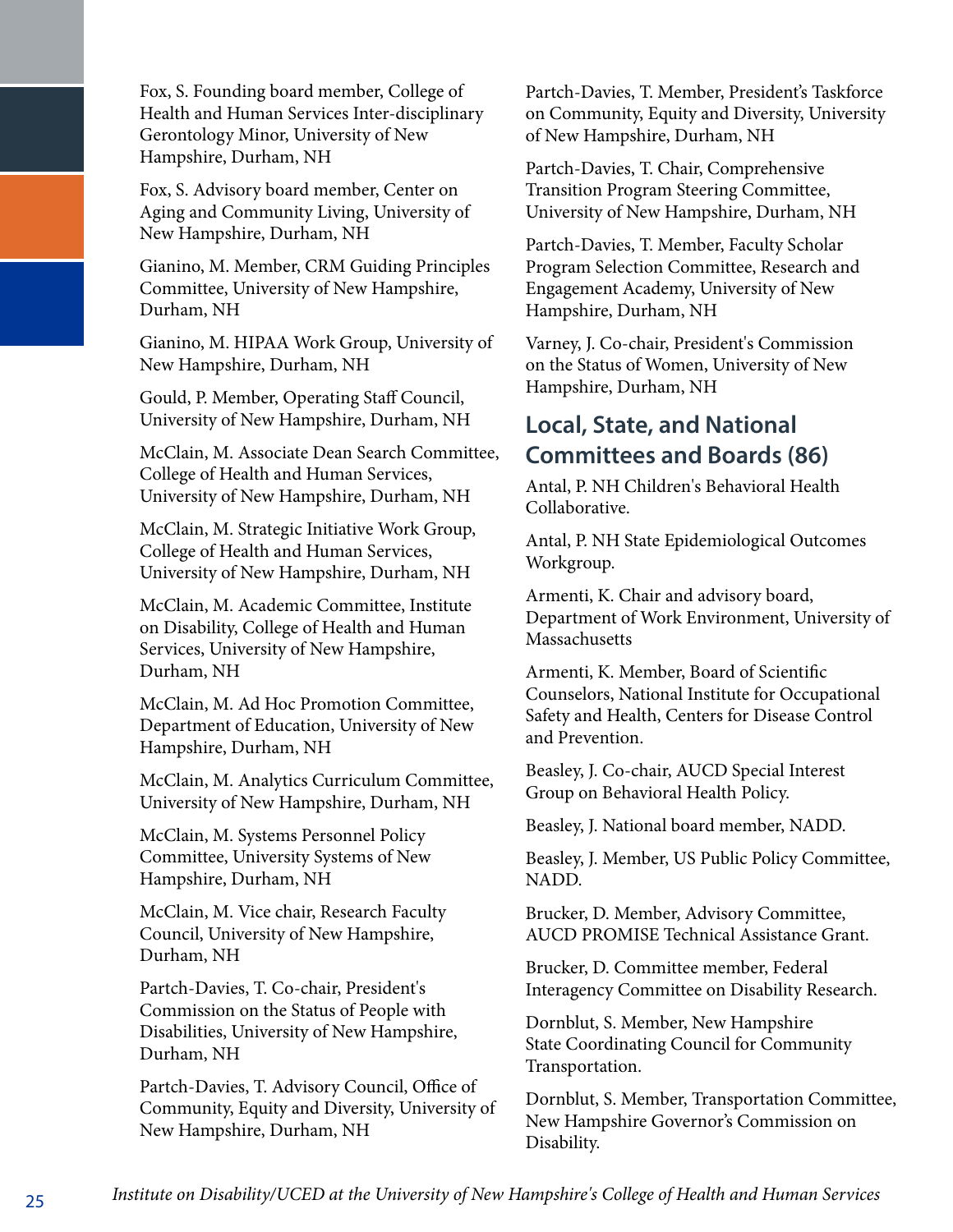Fox, S. Founding board member, College of Health and Human Services Inter-disciplinary Gerontology Minor, University of New Hampshire, Durham, NH

Fox, S. Advisory board member, Center on Aging and Community Living, University of New Hampshire, Durham, NH

Gianino, M. Member, CRM Guiding Principles Committee, University of New Hampshire, Durham, NH

Gianino, M. HIPAA Work Group, University of New Hampshire, Durham, NH

Gould, P. Member, Operating Staff Council, University of New Hampshire, Durham, NH

McClain, M. Associate Dean Search Committee, College of Health and Human Services, University of New Hampshire, Durham, NH

McClain, M. Strategic Initiative Work Group, College of Health and Human Services, University of New Hampshire, Durham, NH

McClain, M. Academic Committee, Institute on Disability, College of Health and Human Services, University of New Hampshire, Durham, NH

McClain, M. Ad Hoc Promotion Committee, Department of Education, University of New Hampshire, Durham, NH

McClain, M. Analytics Curriculum Committee, University of New Hampshire, Durham, NH

McClain, M. Systems Personnel Policy Committee, University Systems of New Hampshire, Durham, NH

McClain, M. Vice chair, Research Faculty Council, University of New Hampshire, Durham, NH

Partch-Davies, T. Co-chair, President's Commission on the Status of People with Disabilities, University of New Hampshire, Durham, NH

Partch-Davies, T. Advisory Council, Office of Community, Equity and Diversity, University of New Hampshire, Durham, NH

Partch-Davies, T. Member, President's Taskforce on Community, Equity and Diversity, University of New Hampshire, Durham, NH

Partch-Davies, T. Chair, Comprehensive Transition Program Steering Committee, University of New Hampshire, Durham, NH

Partch-Davies, T. Member, Faculty Scholar Program Selection Committee, Research and Engagement Academy, University of New Hampshire, Durham, NH

Varney, J. Co-chair, President's Commission on the Status of Women, University of New Hampshire, Durham, NH

## Local, State, and National Committees and Boards (86)

Antal, P. NH Children's Behavioral Health Collaborative.

Antal, P. NH State Epidemiological Outcomes Workgroup.

Armenti, K. Chair and advisory board, Department of Work Environment, University of Massachusetts

Armenti, K. Member, Board of Scientific Counselors, National Institute for Occupational Safety and Health, Centers for Disease Control and Prevention.

Beasley, J. Co-chair, AUCD Special Interest Group on Behavioral Health Policy.

Beasley, J. National board member, NADD.

Beasley, J. Member, US Public Policy Committee, NADD.

Brucker, D. Member, Advisory Committee, AUCD PROMISE Technical Assistance Grant.

Brucker, D. Committee member, Federal Interagency Committee on Disability Research.

Dornblut, S. Member, New Hampshire State Coordinating Council for Community Transportation.

Dornblut, S. Member, Transportation Committee, New Hampshire Governor's Commission on Disability.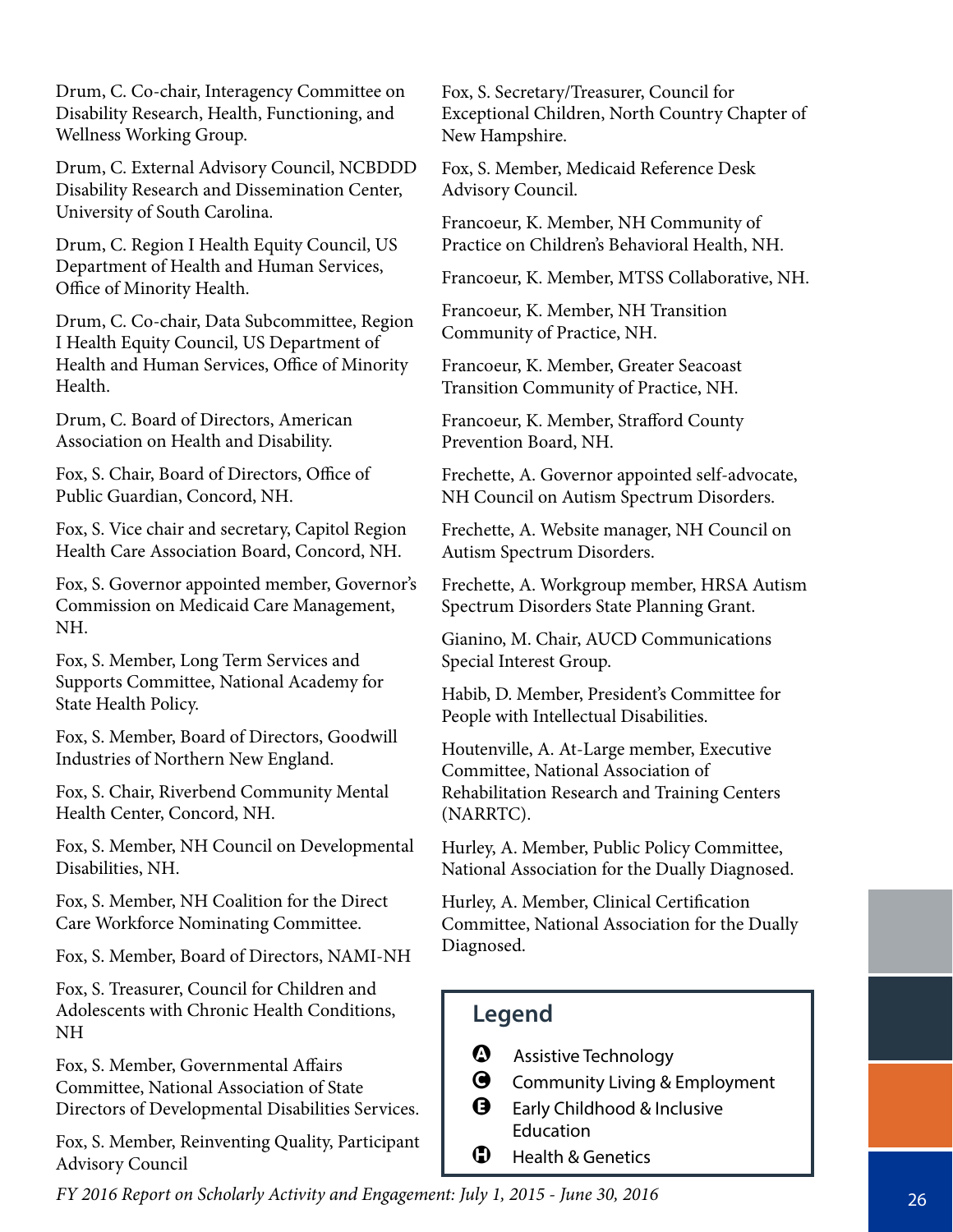Drum, C. Co-chair, Interagency Committee on Disability Research, Health, Functioning, and Wellness Working Group.

Drum, C. External Advisory Council, NCBDDD Disability Research and Dissemination Center, University of South Carolina.

Drum, C. Region I Health Equity Council, US Department of Health and Human Services, Office of Minority Health.

Drum, C. Co-chair, Data Subcommittee, Region I Health Equity Council, US Department of Health and Human Services, Office of Minority Health.

Drum, C. Board of Directors, American Association on Health and Disability.

Fox, S. Chair, Board of Directors, Office of Public Guardian, Concord, NH.

Fox, S. Vice chair and secretary, Capitol Region Health Care Association Board, Concord, NH.

Fox, S. Governor appointed member, Governor's Commission on Medicaid Care Management, NH.

Fox, S. Member, Long Term Services and Supports Committee, National Academy for State Health Policy.

Fox, S. Member, Board of Directors, Goodwill Industries of Northern New England.

Fox, S. Chair, Riverbend Community Mental Health Center, Concord, NH.

Fox, S. Member, NH Council on Developmental Disabilities, NH.

Fox, S. Member, NH Coalition for the Direct Care Workforce Nominating Committee.

Fox, S. Member, Board of Directors, NAMI-NH

Fox, S. Treasurer, Council for Children and Adolescents with Chronic Health Conditions, NH

Fox, S. Member, Governmental Affairs Committee, National Association of State Directors of Developmental Disabilities Services.

Fox, S. Member, Reinventing Quality, Participant Advisory Council

Fox, S. Secretary/Treasurer, Council for Exceptional Children, North Country Chapter of New Hampshire.

Fox, S. Member, Medicaid Reference Desk Advisory Council.

Francoeur, K. Member, NH Community of Practice on Children's Behavioral Health, NH.

Francoeur, K. Member, MTSS Collaborative, NH.

Francoeur, K. Member, NH Transition Community of Practice, NH.

Francoeur, K. Member, Greater Seacoast Transition Community of Practice, NH.

Francoeur, K. Member, Strafford County Prevention Board, NH.

Frechette, A. Governor appointed self-advocate, NH Council on Autism Spectrum Disorders.

Frechette, A. Website manager, NH Council on Autism Spectrum Disorders.

Frechette, A. Workgroup member, HRSA Autism Spectrum Disorders State Planning Grant.

Gianino, M. Chair, AUCD Communications Special Interest Group.

Habib, D. Member, President's Committee for People with Intellectual Disabilities.

Houtenville, A. At-Large member, Executive Committee, National Association of Rehabilitation Research and Training Centers (NARRTC).

Hurley, A. Member, Public Policy Committee, National Association for the Dually Diagnosed.

Hurley, A. Member, Clinical Certification Committee, National Association for the Dually Diagnosed.

## Legend

- **A** Assistive Technology
- **C** Community Living & Employment
- **E** Early Childhood & Inclusive Education
- **H** Health & Genetics

*FY 2016 Report on Scholarly Activity and Engagement: July 1, 2015 - June 30, 2016*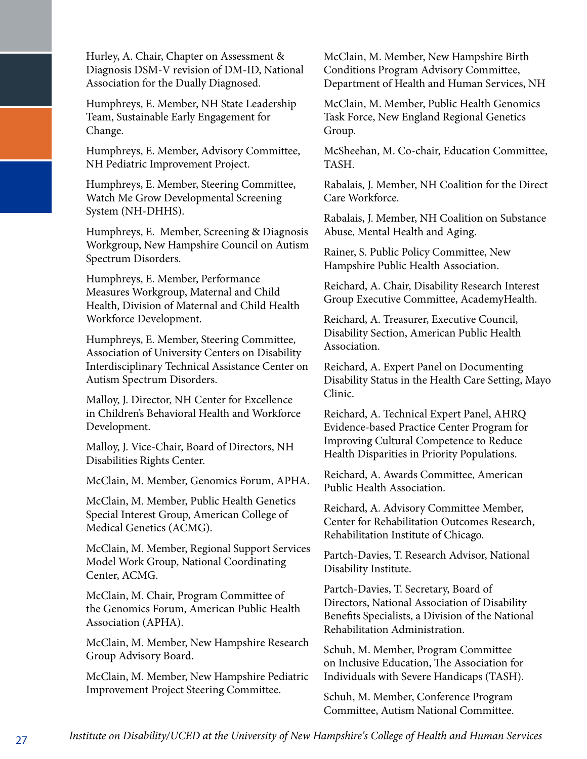Hurley, A. Chair, Chapter on Assessment & Diagnosis DSM-V revision of DM-ID, National Association for the Dually Diagnosed.

Humphreys, E. Member, NH State Leadership Team, Sustainable Early Engagement for Change.

Humphreys, E. Member, Advisory Committee, NH Pediatric Improvement Project.

Humphreys, E. Member, Steering Committee, Watch Me Grow Developmental Screening System (NH-DHHS).

Humphreys, E. Member, Screening & Diagnosis Workgroup, New Hampshire Council on Autism Spectrum Disorders.

Humphreys, E. Member, Performance Measures Workgroup, Maternal and Child Health, Division of Maternal and Child Health Workforce Development.

Humphreys, E. Member, Steering Committee, Association of University Centers on Disability Interdisciplinary Technical Assistance Center on Autism Spectrum Disorders.

Malloy, J. Director, NH Center for Excellence in Children's Behavioral Health and Workforce Development.

Malloy, J. Vice-Chair, Board of Directors, NH Disabilities Rights Center.

McClain, M. Member, Genomics Forum, APHA.

McClain, M. Member, Public Health Genetics Special Interest Group, American College of Medical Genetics (ACMG).

McClain, M. Member, Regional Support Services Model Work Group, National Coordinating Center, ACMG.

McClain, M. Chair, Program Committee of the Genomics Forum, American Public Health Association (APHA).

McClain, M. Member, New Hampshire Research Group Advisory Board.

McClain, M. Member, New Hampshire Pediatric Improvement Project Steering Committee.

McClain, M. Member, New Hampshire Birth Conditions Program Advisory Committee, Department of Health and Human Services, NH

McClain, M. Member, Public Health Genomics Task Force, New England Regional Genetics Group.

McSheehan, M. Co-chair, Education Committee, TASH.

Rabalais, J. Member, NH Coalition for the Direct Care Workforce.

Rabalais, J. Member, NH Coalition on Substance Abuse, Mental Health and Aging.

Rainer, S. Public Policy Committee, New Hampshire Public Health Association.

Reichard, A. Chair, Disability Research Interest Group Executive Committee, AcademyHealth.

Reichard, A. Treasurer, Executive Council, Disability Section, American Public Health Association.

Reichard, A. Expert Panel on Documenting Disability Status in the Health Care Setting, Mayo Clinic.

Reichard, A. Technical Expert Panel, AHRQ Evidence-based Practice Center Program for Improving Cultural Competence to Reduce Health Disparities in Priority Populations.

Reichard, A. Awards Committee, American Public Health Association.

Reichard, A. Advisory Committee Member, Center for Rehabilitation Outcomes Research, Rehabilitation Institute of Chicago.

Partch-Davies, T. Research Advisor, National Disability Institute.

Partch-Davies, T. Secretary, Board of Directors, National Association of Disability Benefits Specialists, a Division of the National Rehabilitation Administration.

Schuh, M. Member, Program Committee on Inclusive Education, The Association for Individuals with Severe Handicaps (TASH).

Schuh, M. Member, Conference Program Committee, Autism National Committee.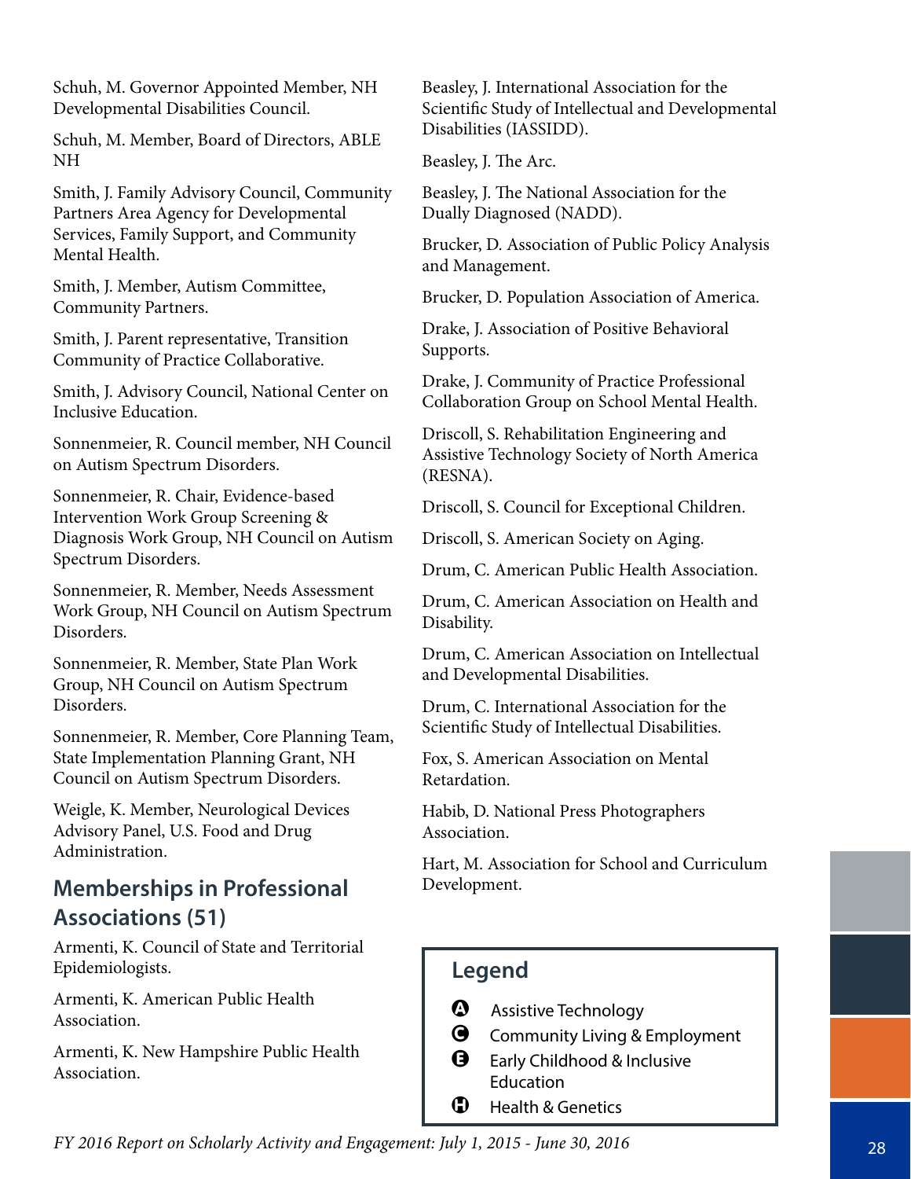Schuh, M. Governor Appointed Member, NH Developmental Disabilities Council.

Schuh, M. Member, Board of Directors, ABLE NH

Smith, J. Family Advisory Council, Community Partners Area Agency for Developmental Services, Family Support, and Community Mental Health.

Smith, J. Member, Autism Committee, Community Partners.

Smith, J. Parent representative, Transition Community of Practice Collaborative.

Smith, J. Advisory Council, National Center on Inclusive Education.

Sonnenmeier, R. Council member, NH Council on Autism Spectrum Disorders.

Sonnenmeier, R. Chair, Evidence-based Intervention Work Group Screening & Diagnosis Work Group, NH Council on Autism Spectrum Disorders.

Sonnenmeier, R. Member, Needs Assessment Work Group, NH Council on Autism Spectrum Disorders.

Sonnenmeier, R. Member, State Plan Work Group, NH Council on Autism Spectrum Disorders.

Sonnenmeier, R. Member, Core Planning Team, State Implementation Planning Grant, NH Council on Autism Spectrum Disorders.

Weigle, K. Member, Neurological Devices Advisory Panel, U.S. Food and Drug Administration.

## Memberships in Professional Associations (51)

Armenti, K. Council of State and Territorial Epidemiologists.

Armenti, K. American Public Health Association.

Armenti, K. New Hampshire Public Health Association.

Beasley, J. International Association for the Scientific Study of Intellectual and Developmental Disabilities (IASSIDD).

Beasley, J. The Arc.

Beasley, J. The National Association for the Dually Diagnosed (NADD).

Brucker, D. Association of Public Policy Analysis and Management.

Brucker, D. Population Association of America.

Drake, J. Association of Positive Behavioral Supports.

Drake, J. Community of Practice Professional Collaboration Group on School Mental Health.

Driscoll, S. Rehabilitation Engineering and Assistive Technology Society of North America (RESNA).

Driscoll, S. Council for Exceptional Children.

Driscoll, S. American Society on Aging.

Drum, C. American Public Health Association.

Drum, C. American Association on Health and Disability.

Drum, C. American Association on Intellectual and Developmental Disabilities.

Drum, C. International Association for the Scientific Study of Intellectual Disabilities.

Fox, S. American Association on Mental Retardation.

Habib, D. National Press Photographers Association.

Hart, M. Association for School and Curriculum Development.

### Legend

- Ⓐ Assistive Technology
- Ⓒ Community Living & Employment
- Ⓔ Early Childhood & Inclusive Education
- Ⓗ Health & Genetics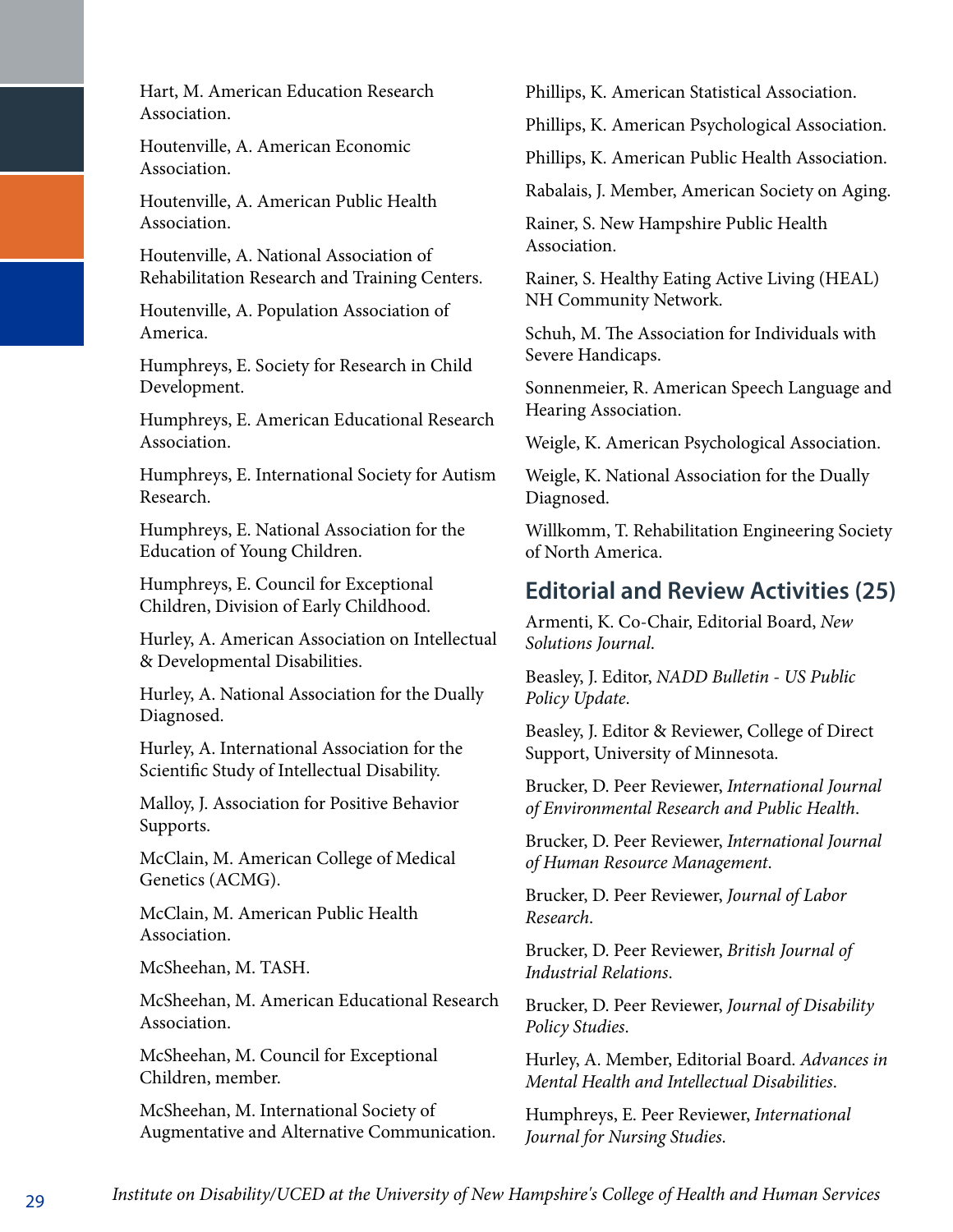Hart, M. American Education Research Association.

Houtenville, A. American Economic Association.

Houtenville, A. American Public Health Association.

Houtenville, A. National Association of Rehabilitation Research and Training Centers.

Houtenville, A. Population Association of America.

Humphreys, E. Society for Research in Child Development.

Humphreys, E. American Educational Research Association.

Humphreys, E. International Society for Autism Research.

Humphreys, E. National Association for the Education of Young Children.

Humphreys, E. Council for Exceptional Children, Division of Early Childhood.

Hurley, A. American Association on Intellectual & Developmental Disabilities.

Hurley, A. National Association for the Dually Diagnosed.

Hurley, A. International Association for the Scientific Study of Intellectual Disability.

Malloy, J. Association for Positive Behavior Supports.

McClain, M. American College of Medical Genetics (ACMG).

McClain, M. American Public Health Association.

McSheehan, M. TASH.

McSheehan, M. American Educational Research Association.

McSheehan, M. Council for Exceptional Children, member.

McSheehan, M. International Society of Augmentative and Alternative Communication.

Phillips, K. American Statistical Association.

Phillips, K. American Psychological Association.

Phillips, K. American Public Health Association.

Rabalais, J. Member, American Society on Aging.

Rainer, S. New Hampshire Public Health Association.

Rainer, S. Healthy Eating Active Living (HEAL) NH Community Network.

Schuh, M. The Association for Individuals with Severe Handicaps.

Sonnenmeier, R. American Speech Language and Hearing Association.

Weigle, K. American Psychological Association.

Weigle, K. National Association for the Dually Diagnosed.

Willkomm, T. Rehabilitation Engineering Society of North America.

## Editorial and Review Activities (25)

Armenti, K. Co-Chair, Editorial Board, *New Solutions Journal*.

Beasley, J. Editor, *NADD Bulletin - US Public Policy Update*.

Beasley, J. Editor & Reviewer, College of Direct Support, University of Minnesota.

Brucker, D. Peer Reviewer, *International Journal of Environmental Research and Public Health*.

Brucker, D. Peer Reviewer, *International Journal of Human Resource Management*.

Brucker, D. Peer Reviewer, *Journal of Labor Research*.

Brucker, D. Peer Reviewer, *British Journal of Industrial Relations*.

Brucker, D. Peer Reviewer, *Journal of Disability Policy Studies*.

Hurley, A. Member, Editorial Board. *Advances in Mental Health and Intellectual Disabilities*.

Humphreys, E. Peer Reviewer, *International Journal for Nursing Studies*.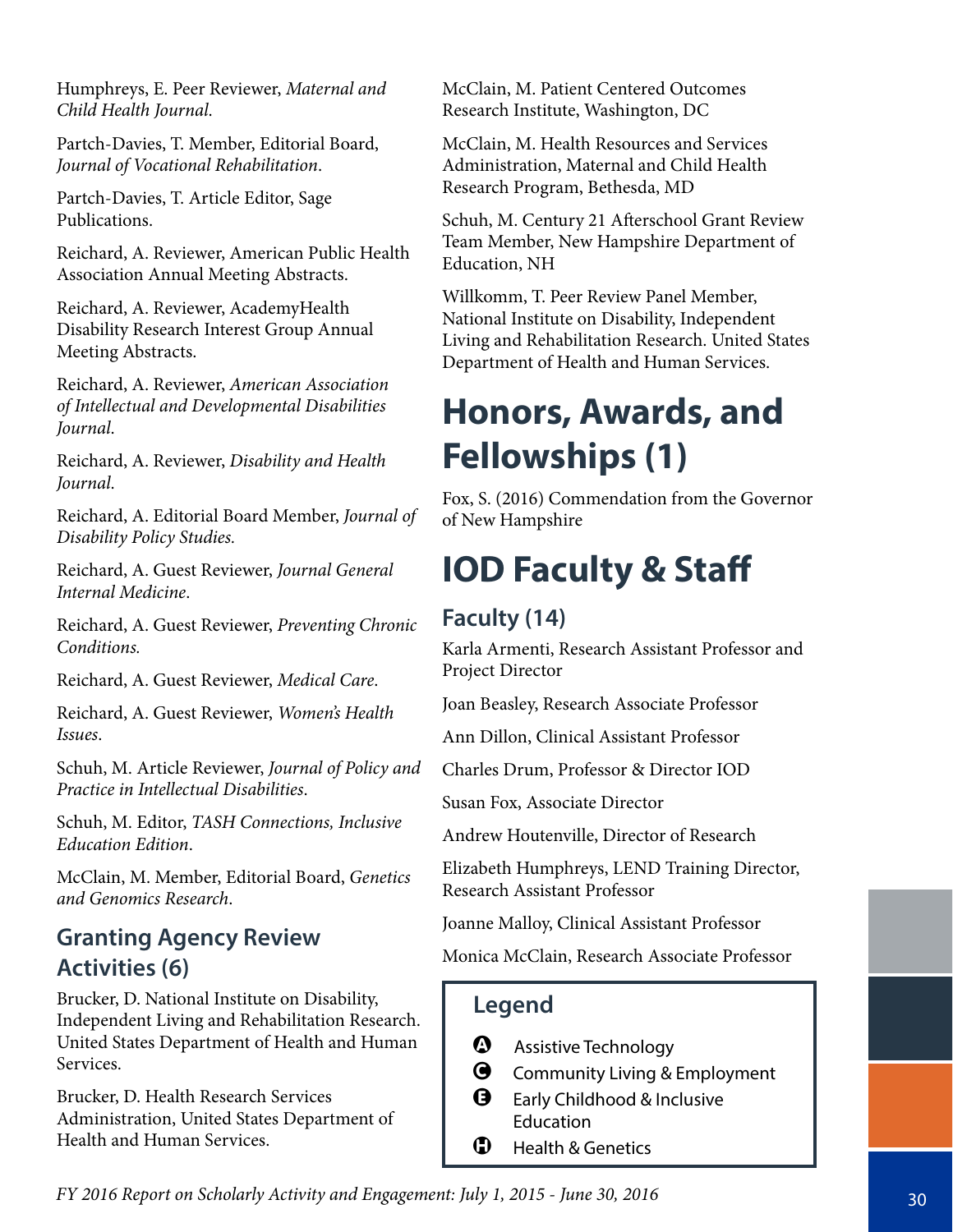Humphreys, E. Peer Reviewer, *Maternal and Child Health Journal*.

Partch-Davies, T. Member, Editorial Board, *Journal of Vocational Rehabilitation*.

Partch-Davies, T. Article Editor, Sage Publications.

Reichard, A. Reviewer, American Public Health Association Annual Meeting Abstracts.

Reichard, A. Reviewer, AcademyHealth Disability Research Interest Group Annual Meeting Abstracts.

Reichard, A. Reviewer, *American Association of Intellectual and Developmental Disabilities Journal.*

Reichard, A. Reviewer, *Disability and Health Journal.*

Reichard, A. Editorial Board Member, *Journal of Disability Policy Studies.*

Reichard, A. Guest Reviewer, *Journal General Internal Medicine*.

Reichard, A. Guest Reviewer, *Preventing Chronic Conditions.*

Reichard, A. Guest Reviewer, *Medical Care*.

Reichard, A. Guest Reviewer, *Women's Health Issues*.

Schuh, M. Article Reviewer, *Journal of Policy and Practice in Intellectual Disabilities*.

Schuh, M. Editor, *TASH Connections, Inclusive Education Edition*.

McClain, M. Member, Editorial Board, *Genetics and Genomics Research*.

### Granting Agency Review Activities (6)

Brucker, D. National Institute on Disability, Independent Living and Rehabilitation Research. United States Department of Health and Human Services.

Brucker, D. Health Research Services Administration, United States Department of Health and Human Services.

McClain, M. Patient Centered Outcomes Research Institute, Washington, DC

McClain, M. Health Resources and Services Administration, Maternal and Child Health Research Program, Bethesda, MD

Schuh, M. Century 21 Afterschool Grant Review Team Member, New Hampshire Department of Education, NH

Willkomm, T. Peer Review Panel Member, National Institute on Disability, Independent Living and Rehabilitation Research. United States Department of Health and Human Services.

# Honors, Awards, and Fellowships (1)

Fox, S. (2016) Commendation from the Governor of New Hampshire

# IOD Faculty & Staff

### Faculty (14)

Karla Armenti, Research Assistant Professor and Project Director

Joan Beasley, Research Associate Professor

Ann Dillon, Clinical Assistant Professor

Charles Drum, Professor & Director IOD

Susan Fox, Associate Director

Andrew Houtenville, Director of Research

Elizabeth Humphreys, LEND Training Director, Research Assistant Professor

Joanne Malloy, Clinical Assistant Professor

Monica McClain, Research Associate Professor

**Legend**

- **A** Assistive Technology
- **C** Community Living & Employment
- **E** Early Childhood & Inclusive Education
- **H** Health & Genetics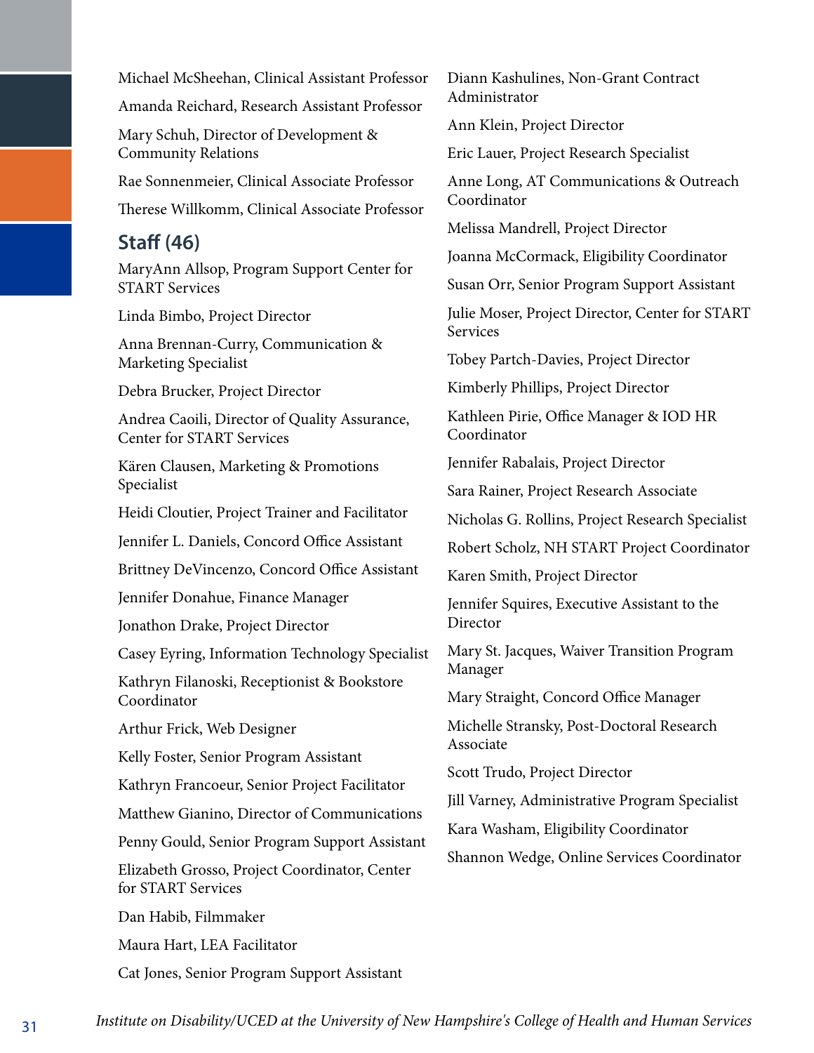Michael McSheehan, Clinical Assistant Professor

Amanda Reichard, Research Assistant Professor

Mary Schuh, Director of Development & Community Relations

Rae Sonnenmeier, Clinical Associate Professor

Therese Willkomm, Clinical Associate Professor

## Staff (46)

MaryAnn Allsop, Program Support Center for START Services

Linda Bimbo, Project Director

Anna Brennan-Curry, Communication & Marketing Specialist

Debra Brucker, Project Director

Andrea Caoili, Director of Quality Assurance, Center for START Services

Kären Clausen, Marketing & Promotions Specialist

Heidi Cloutier, Project Trainer and Facilitator

Jennifer L. Daniels, Concord Office Assistant

Brittney DeVincenzo, Concord Office Assistant

Jennifer Donahue, Finance Manager

Jonathon Drake, Project Director

Casey Eyring, Information Technology Specialist

Kathryn Filanoski, Receptionist & Bookstore Coordinator

Arthur Frick, Web Designer

Kelly Foster, Senior Program Assistant

Kathryn Francoeur, Senior Project Facilitator

Matthew Gianino, Director of Communications

Penny Gould, Senior Program Support Assistant

Elizabeth Grosso, Project Coordinator, Center for START Services

Dan Habib, Filmmaker

Maura Hart, LEA Facilitator

Cat Jones, Senior Program Support Assistant

Diann Kashulines, Non-Grant Contract Administrator

Ann Klein, Project Director

Eric Lauer, Project Research Specialist

Anne Long, AT Communications & Outreach Coordinator

Melissa Mandrell, Project Director

Joanna McCormack, Eligibility Coordinator

Susan Orr, Senior Program Support Assistant

Julie Moser, Project Director, Center for START Services

Tobey Partch-Davies, Project Director

Kimberly Phillips, Project Director

Kathleen Pirie, Office Manager & IOD HR Coordinator

Jennifer Rabalais, Project Director

Sara Rainer, Project Research Associate

Nicholas G. Rollins, Project Research Specialist

Robert Scholz, NH START Project Coordinator

Karen Smith, Project Director

Jennifer Squires, Executive Assistant to the Director

Mary St. Jacques, Waiver Transition Program Manager

Mary Straight, Concord Office Manager

Michelle Stransky, Post-Doctoral Research Associate

Scott Trudo, Project Director

Jill Varney, Administrative Program Specialist

Kara Washam, Eligibility Coordinator

Shannon Wedge, Online Services Coordinator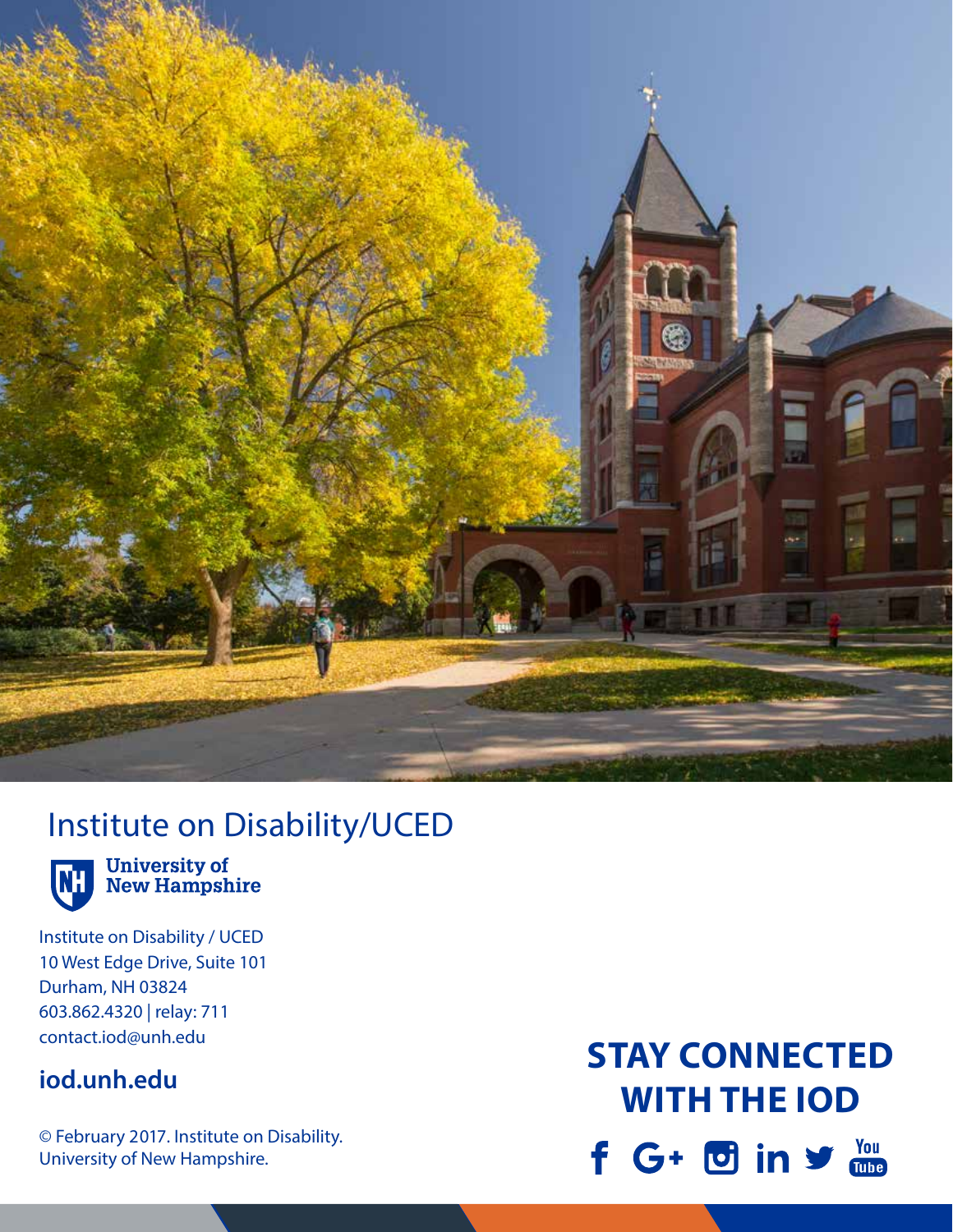# Institute on Disability/UCED

University of New Hampshire

Institute on Disability / UCED
10 West Edge Drive, Suite 101
Durham, NH 03824
603.862.4320 | relay: 711
contact.iod@unh.edu

**iod.unh.edu**

© February 2017. Institute on Disability.
University of New Hampshire.

**STAY CONNECTED WITH THE IOD**